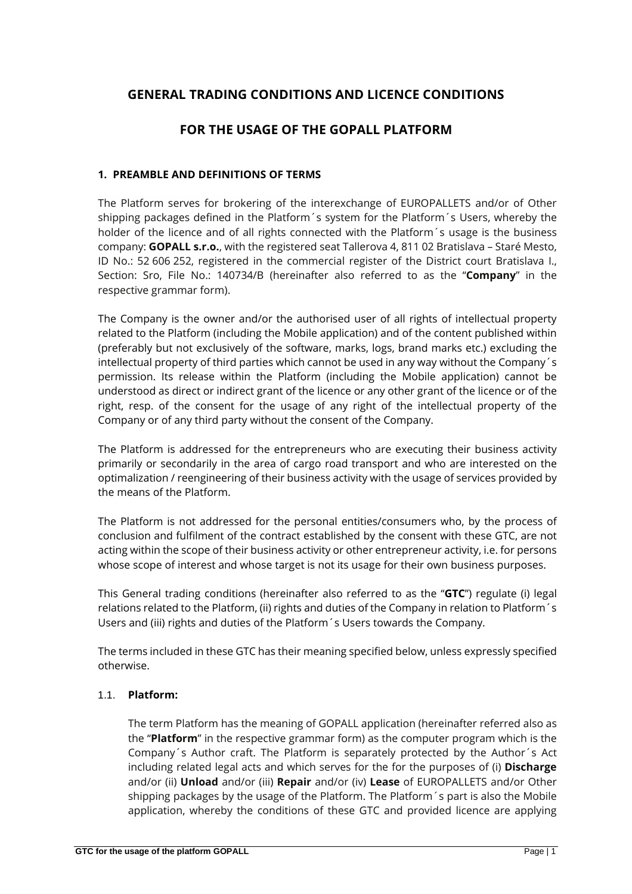# GENERAL TRADING CONDITIONS AND LICENCE CONDITIONS

# FOR THE USAGE OF THE GOPALL PLATFORM

## 1. PREAMBLE AND DEFINITIONS OF TERMS

The Platform serves for brokering of the interexchange of EUROPALLETS and/or of Other shipping packages defined in the Platform´s system for the Platform´s Users, whereby the holder of the licence and of all rights connected with the Platform´s usage is the business company: **GOPALL s.r.o.**, with the registered seat Tallerova 4, 811 02 Bratislava – Staré Mesto, ID No.: 52 606 252, registered in the commercial register of the District court Bratislava I., Section: Sro, File No.: 140734/B (hereinafter also referred to as the "**Company**" in the respective grammar form).

The Company is the owner and/or the authorised user of all rights of intellectual property related to the Platform (including the Mobile application) and of the content published within (preferably but not exclusively of the software, marks, logs, brand marks etc.) excluding the intellectual property of third parties which cannot be used in any way without the Company´s permission. Its release within the Platform (including the Mobile application) cannot be understood as direct or indirect grant of the licence or any other grant of the licence or of the right, resp. of the consent for the usage of any right of the intellectual property of the Company or of any third party without the consent of the Company.

The Platform is addressed for the entrepreneurs who are executing their business activity primarily or secondarily in the area of cargo road transport and who are interested on the optimalization / reengineering of their business activity with the usage of services provided by the means of the Platform.

The Platform is not addressed for the personal entities/consumers who, by the process of conclusion and fulfilment of the contract established by the consent with these GTC, are not acting within the scope of their business activity or other entrepreneur activity, i.e. for persons whose scope of interest and whose target is not its usage for their own business purposes.

This General trading conditions (hereinafter also referred to as the "**GTC**") regulate (i) legal relations related to the Platform, (ii) rights and duties of the Company in relation to Platform´s Users and (iii) rights and duties of the Platform´s Users towards the Company.

The terms included in these GTC has their meaning specified below, unless expressly specified otherwise.

### 1.1. Platform:

The term Platform has the meaning of GOPALL application (hereinafter referred also as the "**Platform**" in the respective grammar form) as the computer program which is the Company´s Author craft. The Platform is separately protected by the Author´s Act including related legal acts and which serves for the for the purposes of (i) **Discharge** and/or (ii) **Unload** and/or (iii) **Repair** and/or (iv) **Lease** of EUROPALLETS and/or Other shipping packages by the usage of the Platform. The Platform´s part is also the Mobile application, whereby the conditions of these GTC and provided licence are applying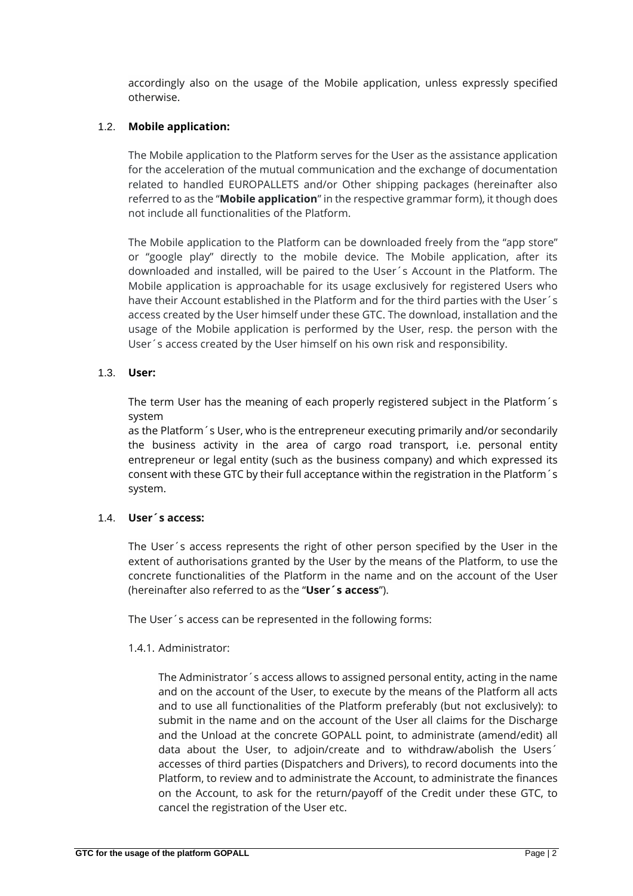accordingly also on the usage of the Mobile application, unless expressly specified otherwise.

1.2. **Mobile application:**

The Mobile application to the Platform serves for the User as the assistance application for the acceleration of the mutual communication and the exchange of documentation related to handled EUROPALLETS and/or Other shipping packages (hereinafter also referred to as the "**Mobile application**" in the respective grammar form), it though does not include all functionalities of the Platform.

The Mobile application to the Platform can be downloaded freely from the "app store" or "google play" directly to the mobile device. The Mobile application, after its downloaded and installed, will be paired to the User´s Account in the Platform. The Mobile application is approachable for its usage exclusively for registered Users who have their Account established in the Platform and for the third parties with the User´s access created by the User himself under these GTC. The download, installation and the usage of the Mobile application is performed by the User, resp. the person with the User´s access created by the User himself on his own risk and responsibility.

1.3. **User:**

The term User has the meaning of each properly registered subject in the Platform´s system
as the Platform´s User, who is the entrepreneur executing primarily and/or secondarily the business activity in the area of cargo road transport, i.e. personal entity entrepreneur or legal entity (such as the business company) and which expressed its consent with these GTC by their full acceptance within the registration in the Platform´s system.

1.4. **User´s access:**

The User´s access represents the right of other person specified by the User in the extent of authorisations granted by the User by the means of the Platform, to use the concrete functionalities of the Platform in the name and on the account of the User (hereinafter also referred to as the "**User´s access**").

The User´s access can be represented in the following forms:

1.4.1. Administrator:

The Administrator´s access allows to assigned personal entity, acting in the name and on the account of the User, to execute by the means of the Platform all acts and to use all functionalities of the Platform preferably (but not exclusively): to submit in the name and on the account of the User all claims for the Discharge and the Unload at the concrete GOPALL point, to administrate (amend/edit) all data about the User, to adjoin/create and to withdraw/abolish the Users´ accesses of third parties (Dispatchers and Drivers), to record documents into the Platform, to review and to administrate the Account, to administrate the finances on the Account, to ask for the return/payoff of the Credit under these GTC, to cancel the registration of the User etc.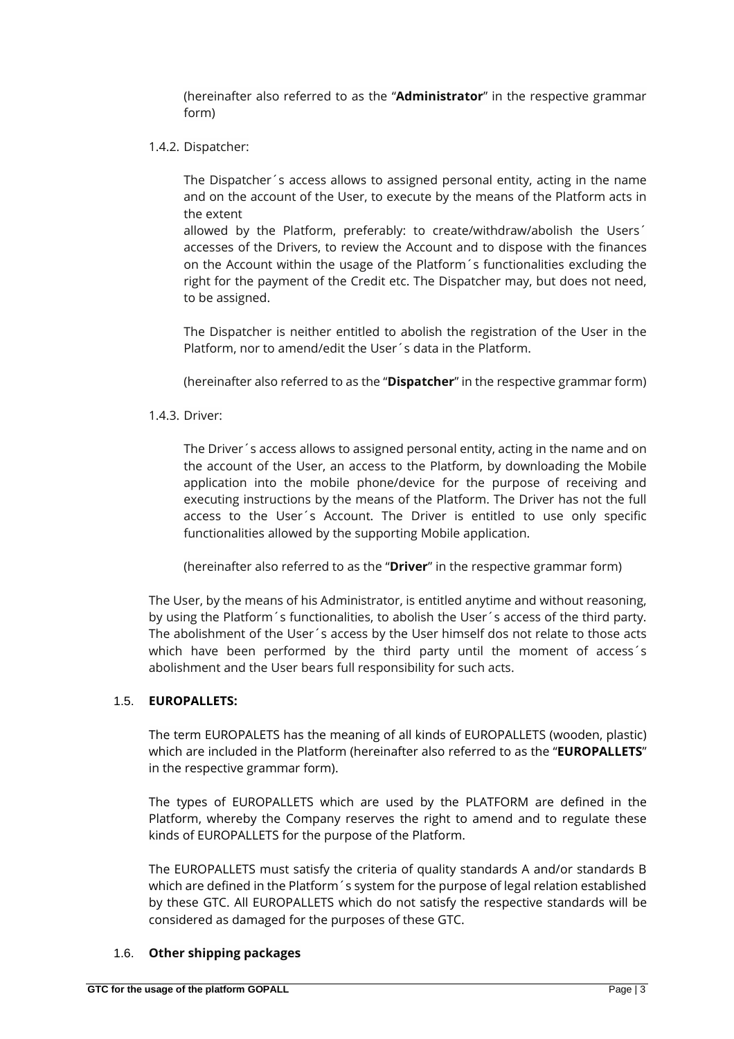(hereinafter also referred to as the "**Administrator**" in the respective grammar form)

1.4.2. Dispatcher:

The Dispatcher´s access allows to assigned personal entity, acting in the name and on the account of the User, to execute by the means of the Platform acts in the extent
allowed by the Platform, preferably: to create/withdraw/abolish the Users´ accesses of the Drivers, to review the Account and to dispose with the finances on the Account within the usage of the Platform´s functionalities excluding the right for the payment of the Credit etc. The Dispatcher may, but does not need, to be assigned.

The Dispatcher is neither entitled to abolish the registration of the User in the Platform, nor to amend/edit the User´s data in the Platform.

(hereinafter also referred to as the "**Dispatcher**" in the respective grammar form)

1.4.3. Driver:

The Driver´s access allows to assigned personal entity, acting in the name and on the account of the User, an access to the Platform, by downloading the Mobile application into the mobile phone/device for the purpose of receiving and executing instructions by the means of the Platform. The Driver has not the full access to the User´s Account. The Driver is entitled to use only specific functionalities allowed by the supporting Mobile application.

(hereinafter also referred to as the "**Driver**" in the respective grammar form)

The User, by the means of his Administrator, is entitled anytime and without reasoning, by using the Platform´s functionalities, to abolish the User´s access of the third party. The abolishment of the User´s access by the User himself dos not relate to those acts which have been performed by the third party until the moment of access´s abolishment and the User bears full responsibility for such acts.

1.5. **EUROPALLETS:**

The term EUROPALETS has the meaning of all kinds of EUROPALLETS (wooden, plastic) which are included in the Platform (hereinafter also referred to as the "**EUROPALLETS**" in the respective grammar form).

The types of EUROPALLETS which are used by the PLATFORM are defined in the Platform, whereby the Company reserves the right to amend and to regulate these kinds of EUROPALLETS for the purpose of the Platform.

The EUROPALLETS must satisfy the criteria of quality standards A and/or standards B which are defined in the Platform´s system for the purpose of legal relation established by these GTC. All EUROPALLETS which do not satisfy the respective standards will be considered as damaged for the purposes of these GTC.

1.6. **Other shipping packages**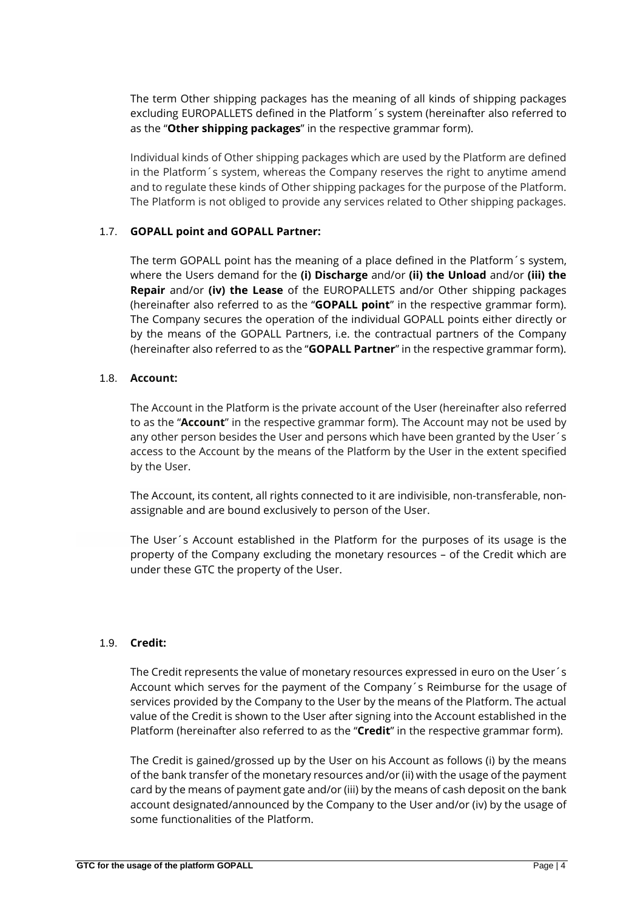The term Other shipping packages has the meaning of all kinds of shipping packages excluding EUROPALLETS defined in the Platform´s system (hereinafter also referred to as the "**Other shipping packages**" in the respective grammar form).

Individual kinds of Other shipping packages which are used by the Platform are defined in the Platform´s system, whereas the Company reserves the right to anytime amend and to regulate these kinds of Other shipping packages for the purpose of the Platform. The Platform is not obliged to provide any services related to Other shipping packages.

### 1.7. **GOPALL point and GOPALL Partner:**

The term GOPALL point has the meaning of a place defined in the Platform´s system, where the Users demand for the **(i) Discharge** and/or **(ii) the Unload** and/or **(iii) the Repair** and/or **(iv) the Lease** of the EUROPALLETS and/or Other shipping packages (hereinafter also referred to as the "**GOPALL point**" in the respective grammar form). The Company secures the operation of the individual GOPALL points either directly or by the means of the GOPALL Partners, i.e. the contractual partners of the Company (hereinafter also referred to as the "**GOPALL Partner**" in the respective grammar form).

### 1.8. **Account:**

The Account in the Platform is the private account of the User (hereinafter also referred to as the "**Account**" in the respective grammar form). The Account may not be used by any other person besides the User and persons which have been granted by the User´s access to the Account by the means of the Platform by the User in the extent specified by the User.

The Account, its content, all rights connected to it are indivisible, non-transferable, non-assignable and are bound exclusively to person of the User.

The User´s Account established in the Platform for the purposes of its usage is the property of the Company excluding the monetary resources – of the Credit which are under these GTC the property of the User.

### 1.9. **Credit:**

The Credit represents the value of monetary resources expressed in euro on the User´s Account which serves for the payment of the Company´s Reimburse for the usage of services provided by the Company to the User by the means of the Platform. The actual value of the Credit is shown to the User after signing into the Account established in the Platform (hereinafter also referred to as the "**Credit**" in the respective grammar form).

The Credit is gained/grossed up by the User on his Account as follows (i) by the means of the bank transfer of the monetary resources and/or (ii) with the usage of the payment card by the means of payment gate and/or (iii) by the means of cash deposit on the bank account designated/announced by the Company to the User and/or (iv) by the usage of some functionalities of the Platform.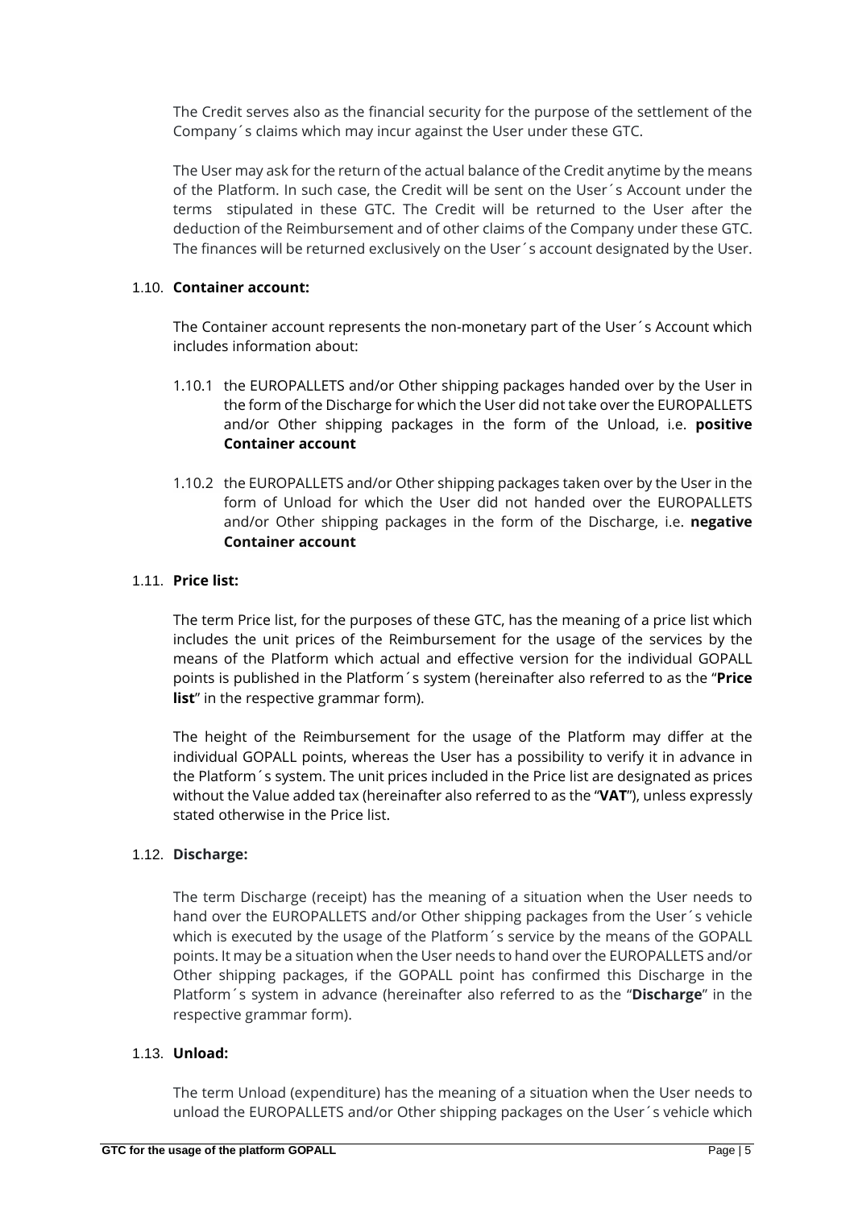The Credit serves also as the financial security for the purpose of the settlement of the Company´s claims which may incur against the User under these GTC.

The User may ask for the return of the actual balance of the Credit anytime by the means of the Platform. In such case, the Credit will be sent on the User´s Account under the terms stipulated in these GTC. The Credit will be returned to the User after the deduction of the Reimbursement and of other claims of the Company under these GTC. The finances will be returned exclusively on the User´s account designated by the User.

### 1.10. **Container account:**

The Container account represents the non-monetary part of the User´s Account which includes information about:

1.10.1 the EUROPALLETS and/or Other shipping packages handed over by the User in the form of the Discharge for which the User did not take over the EUROPALLETS and/or Other shipping packages in the form of the Unload, i.e. **positive Container account**

1.10.2 the EUROPALLETS and/or Other shipping packages taken over by the User in the form of Unload for which the User did not handed over the EUROPALLETS and/or Other shipping packages in the form of the Discharge, i.e. **negative Container account**

### 1.11. **Price list:**

The term Price list, for the purposes of these GTC, has the meaning of a price list which includes the unit prices of the Reimbursement for the usage of the services by the means of the Platform which actual and effective version for the individual GOPALL points is published in the Platform´s system (hereinafter also referred to as the "**Price list**" in the respective grammar form).

The height of the Reimbursement for the usage of the Platform may differ at the individual GOPALL points, whereas the User has a possibility to verify it in advance in the Platform´s system. The unit prices included in the Price list are designated as prices without the Value added tax (hereinafter also referred to as the "**VAT**"), unless expressly stated otherwise in the Price list.

### 1.12. **Discharge:**

The term Discharge (receipt) has the meaning of a situation when the User needs to hand over the EUROPALLETS and/or Other shipping packages from the User´s vehicle which is executed by the usage of the Platform´s service by the means of the GOPALL points. It may be a situation when the User needs to hand over the EUROPALLETS and/or Other shipping packages, if the GOPALL point has confirmed this Discharge in the Platform´s system in advance (hereinafter also referred to as the "**Discharge**" in the respective grammar form).

### 1.13. **Unload:**

The term Unload (expenditure) has the meaning of a situation when the User needs to unload the EUROPALLETS and/or Other shipping packages on the User´s vehicle which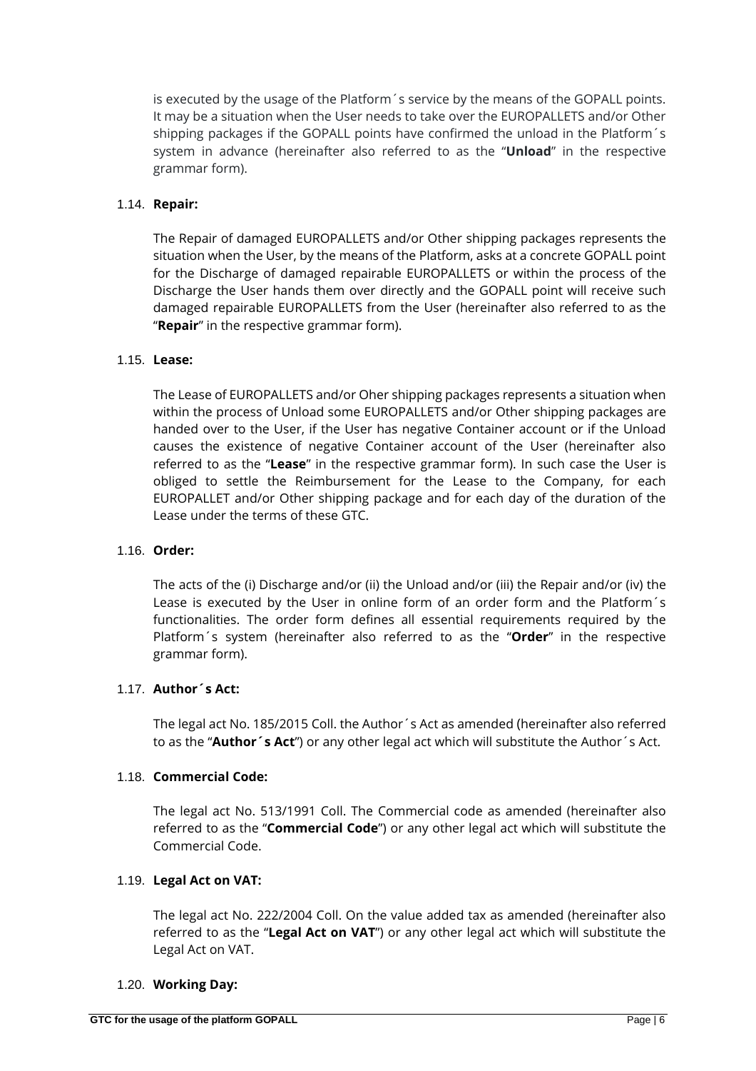is executed by the usage of the Platform´s service by the means of the GOPALL points. It may be a situation when the User needs to take over the EUROPALLETS and/or Other shipping packages if the GOPALL points have confirmed the unload in the Platform´s system in advance (hereinafter also referred to as the "**Unload**" in the respective grammar form).

1.14. **Repair:**

The Repair of damaged EUROPALLETS and/or Other shipping packages represents the situation when the User, by the means of the Platform, asks at a concrete GOPALL point for the Discharge of damaged repairable EUROPALLETS or within the process of the Discharge the User hands them over directly and the GOPALL point will receive such damaged repairable EUROPALLETS from the User (hereinafter also referred to as the "**Repair**" in the respective grammar form).

1.15. **Lease:**

The Lease of EUROPALLETS and/or Oher shipping packages represents a situation when within the process of Unload some EUROPALLETS and/or Other shipping packages are handed over to the User, if the User has negative Container account or if the Unload causes the existence of negative Container account of the User (hereinafter also referred to as the "**Lease**" in the respective grammar form). In such case the User is obliged to settle the Reimbursement for the Lease to the Company, for each EUROPALLET and/or Other shipping package and for each day of the duration of the Lease under the terms of these GTC.

1.16. **Order:**

The acts of the (i) Discharge and/or (ii) the Unload and/or (iii) the Repair and/or (iv) the Lease is executed by the User in online form of an order form and the Platform´s functionalities. The order form defines all essential requirements required by the Platform´s system (hereinafter also referred to as the "**Order**" in the respective grammar form).

1.17. **Author´s Act:**

The legal act No. 185/2015 Coll. the Author´s Act as amended (hereinafter also referred to as the "**Author´s Act**") or any other legal act which will substitute the Author´s Act.

1.18. **Commercial Code:**

The legal act No. 513/1991 Coll. The Commercial code as amended (hereinafter also referred to as the "**Commercial Code**") or any other legal act which will substitute the Commercial Code.

1.19. **Legal Act on VAT:**

The legal act No. 222/2004 Coll. On the value added tax as amended (hereinafter also referred to as the "**Legal Act on VAT**") or any other legal act which will substitute the Legal Act on VAT.

1.20. **Working Day:**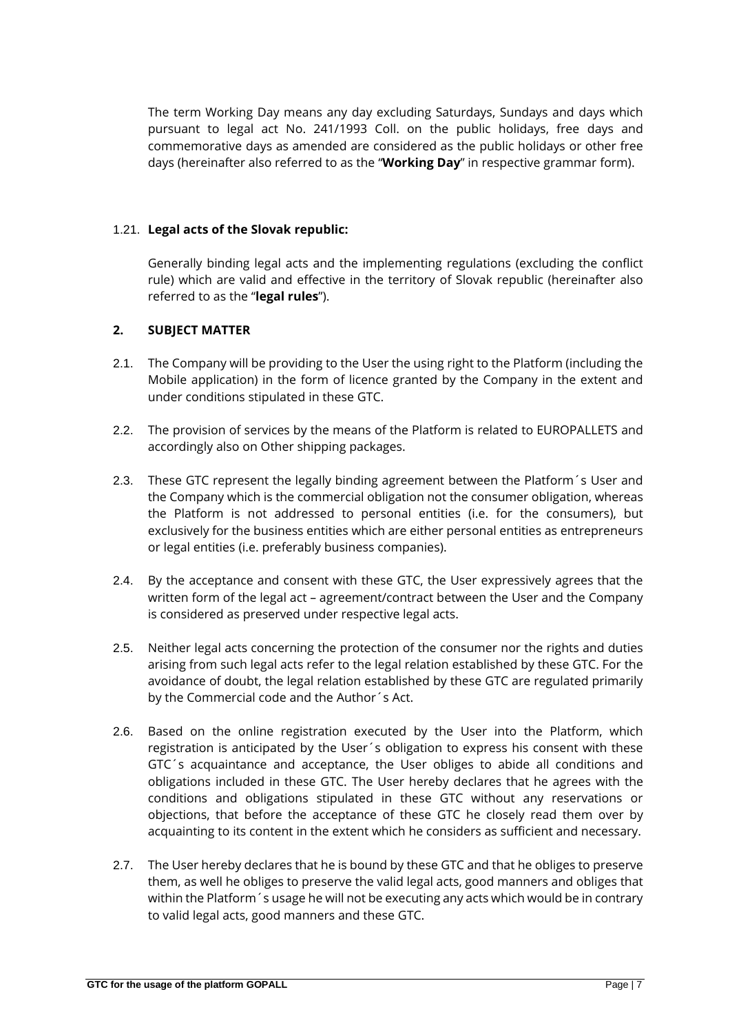The term Working Day means any day excluding Saturdays, Sundays and days which pursuant to legal act No. 241/1993 Coll. on the public holidays, free days and commemorative days as amended are considered as the public holidays or other free days (hereinafter also referred to as the "**Working Day**" in respective grammar form).

1.21. **Legal acts of the Slovak republic:**

Generally binding legal acts and the implementing regulations (excluding the conflict rule) which are valid and effective in the territory of Slovak republic (hereinafter also referred to as the "**legal rules**").

## 2. SUBJECT MATTER

2.1. The Company will be providing to the User the using right to the Platform (including the Mobile application) in the form of licence granted by the Company in the extent and under conditions stipulated in these GTC.

2.2. The provision of services by the means of the Platform is related to EUROPALLETS and accordingly also on Other shipping packages.

2.3. These GTC represent the legally binding agreement between the Platform´s User and the Company which is the commercial obligation not the consumer obligation, whereas the Platform is not addressed to personal entities (i.e. for the consumers), but exclusively for the business entities which are either personal entities as entrepreneurs or legal entities (i.e. preferably business companies).

2.4. By the acceptance and consent with these GTC, the User expressively agrees that the written form of the legal act – agreement/contract between the User and the Company is considered as preserved under respective legal acts.

2.5. Neither legal acts concerning the protection of the consumer nor the rights and duties arising from such legal acts refer to the legal relation established by these GTC. For the avoidance of doubt, the legal relation established by these GTC are regulated primarily by the Commercial code and the Author´s Act.

2.6. Based on the online registration executed by the User into the Platform, which registration is anticipated by the User´s obligation to express his consent with these GTC´s acquaintance and acceptance, the User obliges to abide all conditions and obligations included in these GTC. The User hereby declares that he agrees with the conditions and obligations stipulated in these GTC without any reservations or objections, that before the acceptance of these GTC he closely read them over by acquainting to its content in the extent which he considers as sufficient and necessary.

2.7. The User hereby declares that he is bound by these GTC and that he obliges to preserve them, as well he obliges to preserve the valid legal acts, good manners and obliges that within the Platform´s usage he will not be executing any acts which would be in contrary to valid legal acts, good manners and these GTC.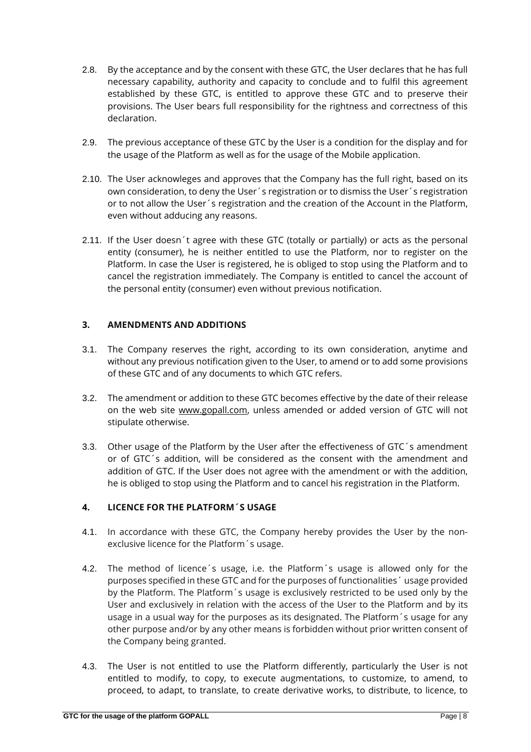2.8. By the acceptance and by the consent with these GTC, the User declares that he has full necessary capability, authority and capacity to conclude and to fulfil this agreement established by these GTC, is entitled to approve these GTC and to preserve their provisions. The User bears full responsibility for the rightness and correctness of this declaration.

2.9. The previous acceptance of these GTC by the User is a condition for the display and for the usage of the Platform as well as for the usage of the Mobile application.

2.10. The User acknowleges and approves that the Company has the full right, based on its own consideration, to deny the User´s registration or to dismiss the User´s registration or to not allow the User´s registration and the creation of the Account in the Platform, even without adducing any reasons.

2.11. If the User doesn´t agree with these GTC (totally or partially) or acts as the personal entity (consumer), he is neither entitled to use the Platform, nor to register on the Platform. In case the User is registered, he is obliged to stop using the Platform and to cancel the registration immediately. The Company is entitled to cancel the account of the personal entity (consumer) even without previous notification.

### 3. AMENDMENTS AND ADDITIONS

3.1. The Company reserves the right, according to its own consideration, anytime and without any previous notification given to the User, to amend or to add some provisions of these GTC and of any documents to which GTC refers.

3.2. The amendment or addition to these GTC becomes effective by the date of their release on the web site www.gopall.com, unless amended or added version of GTC will not stipulate otherwise.

3.3. Other usage of the Platform by the User after the effectiveness of GTC´s amendment or of GTC´s addition, will be considered as the consent with the amendment and addition of GTC. If the User does not agree with the amendment or with the addition, he is obliged to stop using the Platform and to cancel his registration in the Platform.

### 4. LICENCE FOR THE PLATFORM´S USAGE

4.1. In accordance with these GTC, the Company hereby provides the User by the non-exclusive licence for the Platform´s usage.

4.2. The method of licence´s usage, i.e. the Platform´s usage is allowed only for the purposes specified in these GTC and for the purposes of functionalities´ usage provided by the Platform. The Platform´s usage is exclusively restricted to be used only by the User and exclusively in relation with the access of the User to the Platform and by its usage in a usual way for the purposes as its designated. The Platform´s usage for any other purpose and/or by any other means is forbidden without prior written consent of the Company being granted.

4.3. The User is not entitled to use the Platform differently, particularly the User is not entitled to modify, to copy, to execute augmentations, to customize, to amend, to proceed, to adapt, to translate, to create derivative works, to distribute, to licence, to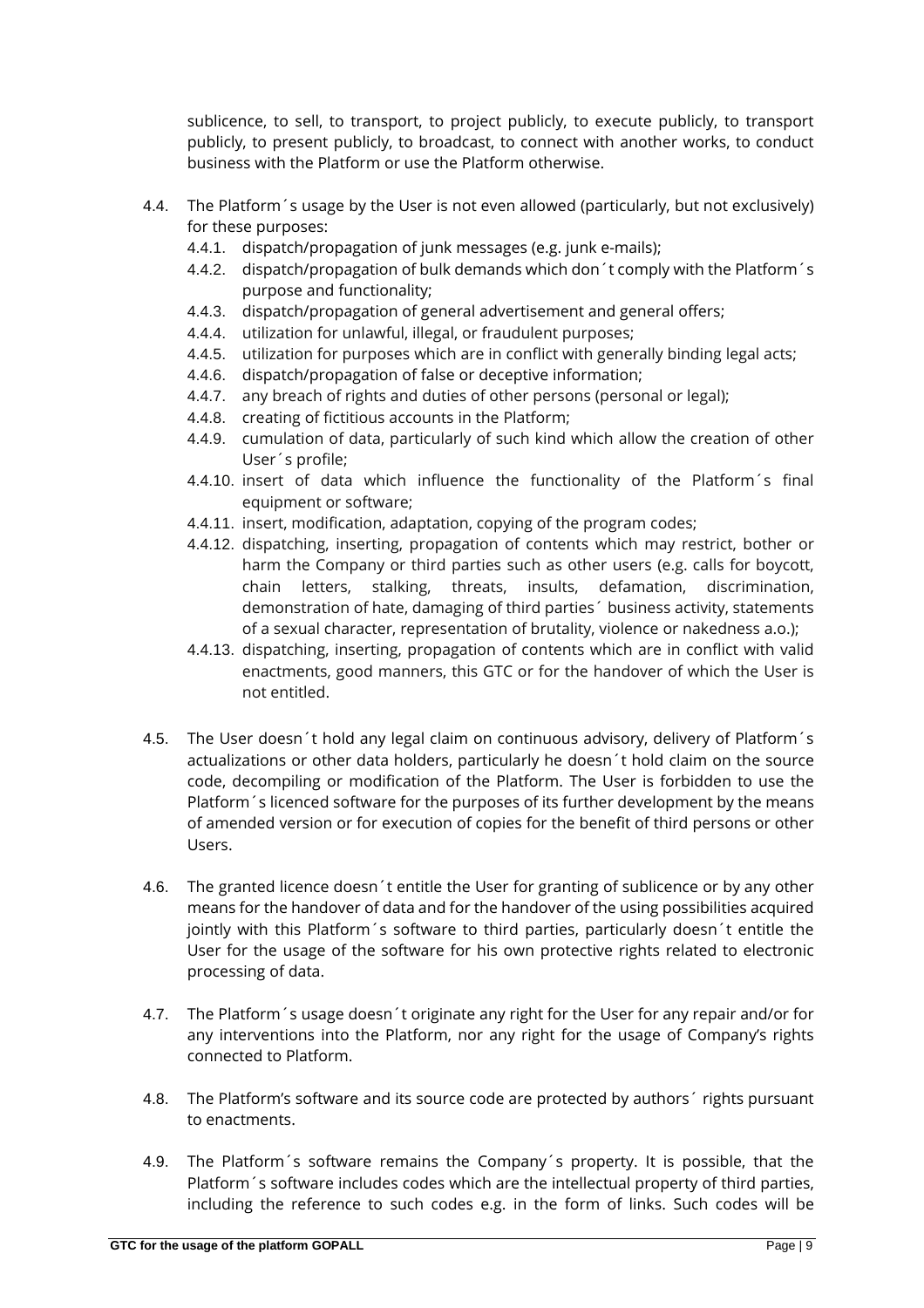sublicence, to sell, to transport, to project publicly, to execute publicly, to transport publicly, to present publicly, to broadcast, to connect with another works, to conduct business with the Platform or use the Platform otherwise.

4.4. The Platform´s usage by the User is not even allowed (particularly, but not exclusively) for these purposes:

4.4.1. dispatch/propagation of junk messages (e.g. junk e-mails);

4.4.2. dispatch/propagation of bulk demands which don´t comply with the Platform´s purpose and functionality;

4.4.3. dispatch/propagation of general advertisement and general offers;

4.4.4. utilization for unlawful, illegal, or fraudulent purposes;

4.4.5. utilization for purposes which are in conflict with generally binding legal acts;

4.4.6. dispatch/propagation of false or deceptive information;

4.4.7. any breach of rights and duties of other persons (personal or legal);

4.4.8. creating of fictitious accounts in the Platform;

4.4.9. cumulation of data, particularly of such kind which allow the creation of other User´s profile;

4.4.10. insert of data which influence the functionality of the Platform´s final equipment or software;

4.4.11. insert, modification, adaptation, copying of the program codes;

4.4.12. dispatching, inserting, propagation of contents which may restrict, bother or harm the Company or third parties such as other users (e.g. calls for boycott, chain letters, stalking, threats, insults, defamation, discrimination, demonstration of hate, damaging of third parties´ business activity, statements of a sexual character, representation of brutality, violence or nakedness a.o.);

4.4.13. dispatching, inserting, propagation of contents which are in conflict with valid enactments, good manners, this GTC or for the handover of which the User is not entitled.

4.5. The User doesn´t hold any legal claim on continuous advisory, delivery of Platform´s actualizations or other data holders, particularly he doesn´t hold claim on the source code, decompiling or modification of the Platform. The User is forbidden to use the Platform´s licenced software for the purposes of its further development by the means of amended version or for execution of copies for the benefit of third persons or other Users.

4.6. The granted licence doesn´t entitle the User for granting of sublicence or by any other means for the handover of data and for the handover of the using possibilities acquired jointly with this Platform´s software to third parties, particularly doesn´t entitle the User for the usage of the software for his own protective rights related to electronic processing of data.

4.7. The Platform´s usage doesn´t originate any right for the User for any repair and/or for any interventions into the Platform, nor any right for the usage of Company's rights connected to Platform.

4.8. The Platform's software and its source code are protected by authors´ rights pursuant to enactments.

4.9. The Platform´s software remains the Company´s property. It is possible, that the Platform´s software includes codes which are the intellectual property of third parties, including the reference to such codes e.g. in the form of links. Such codes will be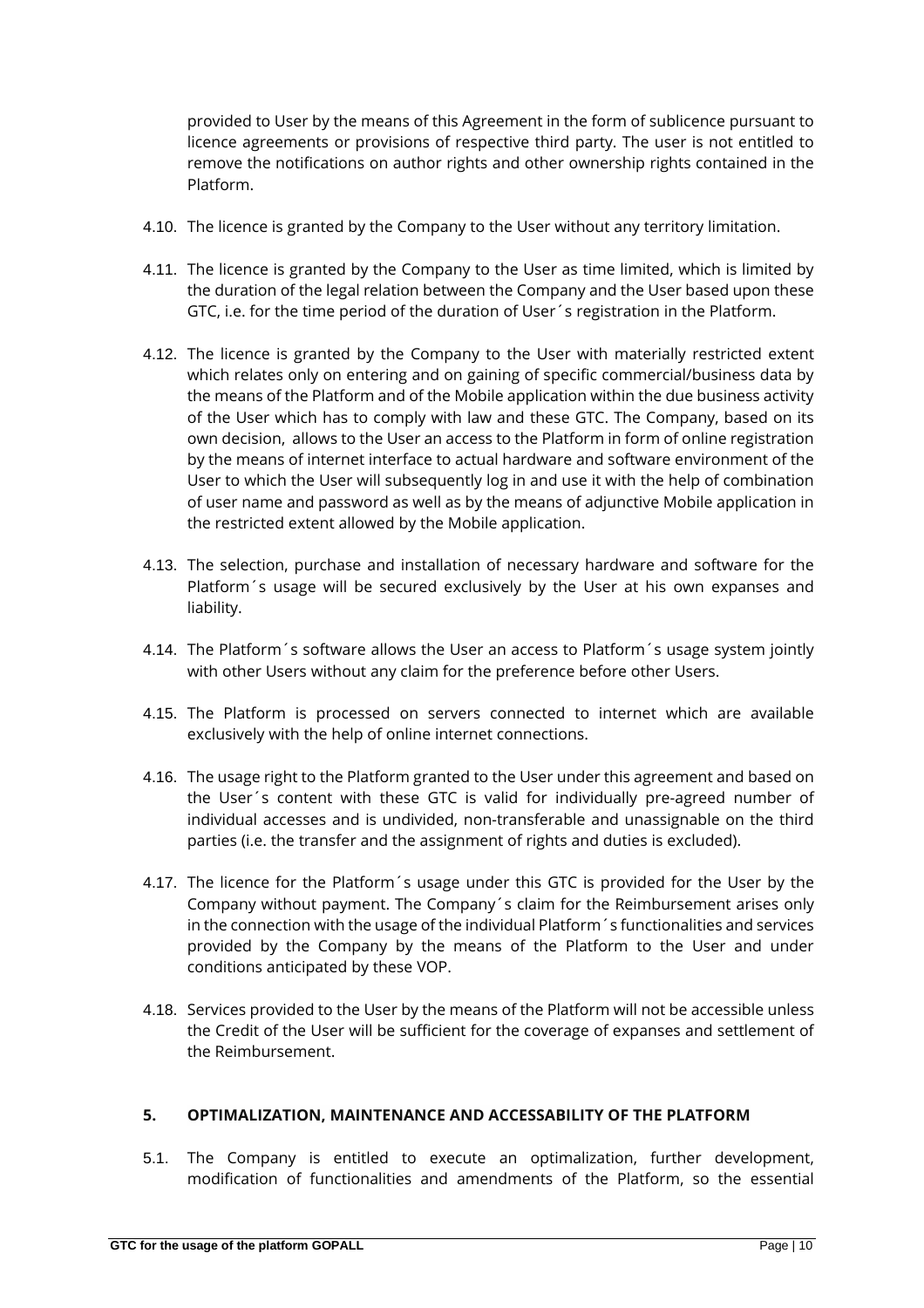provided to User by the means of this Agreement in the form of sublicence pursuant to licence agreements or provisions of respective third party. The user is not entitled to remove the notifications on author rights and other ownership rights contained in the Platform.

4.10. The licence is granted by the Company to the User without any territory limitation.

4.11. The licence is granted by the Company to the User as time limited, which is limited by the duration of the legal relation between the Company and the User based upon these GTC, i.e. for the time period of the duration of User´s registration in the Platform.

4.12. The licence is granted by the Company to the User with materially restricted extent which relates only on entering and on gaining of specific commercial/business data by the means of the Platform and of the Mobile application within the due business activity of the User which has to comply with law and these GTC. The Company, based on its own decision, allows to the User an access to the Platform in form of online registration by the means of internet interface to actual hardware and software environment of the User to which the User will subsequently log in and use it with the help of combination of user name and password as well as by the means of adjunctive Mobile application in the restricted extent allowed by the Mobile application.

4.13. The selection, purchase and installation of necessary hardware and software for the Platform´s usage will be secured exclusively by the User at his own expanses and liability.

4.14. The Platform´s software allows the User an access to Platform´s usage system jointly with other Users without any claim for the preference before other Users.

4.15. The Platform is processed on servers connected to internet which are available exclusively with the help of online internet connections.

4.16. The usage right to the Platform granted to the User under this agreement and based on the User´s content with these GTC is valid for individually pre-agreed number of individual accesses and is undivided, non-transferable and unassignable on the third parties (i.e. the transfer and the assignment of rights and duties is excluded).

4.17. The licence for the Platform´s usage under this GTC is provided for the User by the Company without payment. The Company´s claim for the Reimbursement arises only in the connection with the usage of the individual Platform´s functionalities and services provided by the Company by the means of the Platform to the User and under conditions anticipated by these VOP.

4.18. Services provided to the User by the means of the Platform will not be accessible unless the Credit of the User will be sufficient for the coverage of expanses and settlement of the Reimbursement.

## 5. OPTIMALIZATION, MAINTENANCE AND ACCESSABILITY OF THE PLATFORM

5.1. The Company is entitled to execute an optimalization, further development, modification of functionalities and amendments of the Platform, so the essential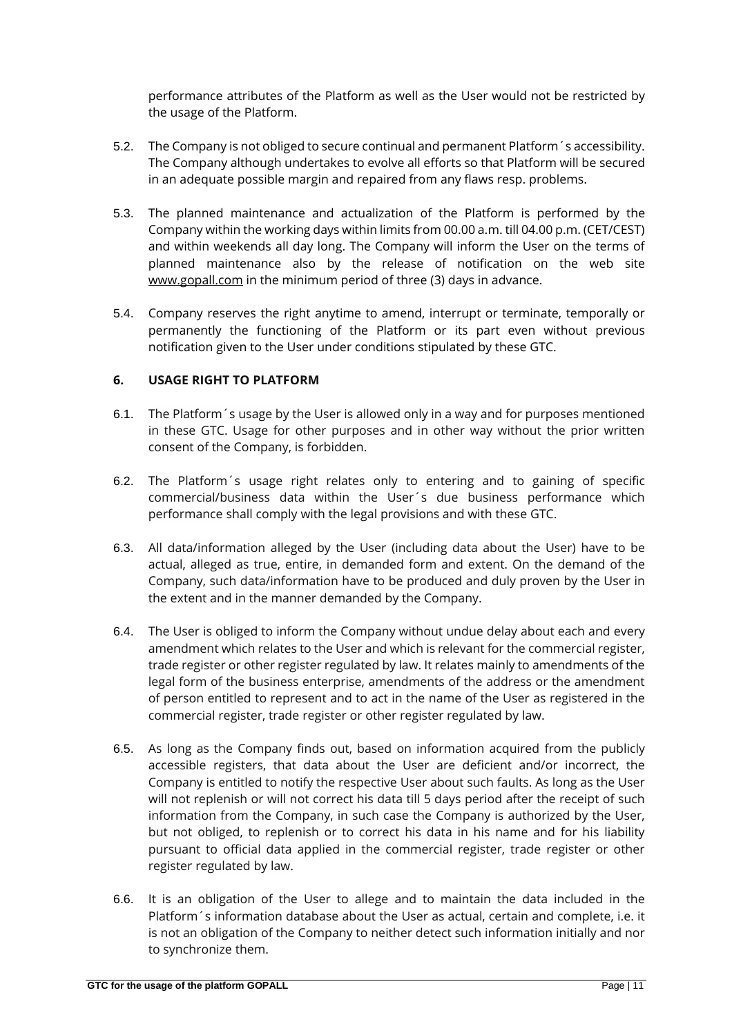performance attributes of the Platform as well as the User would not be restricted by the usage of the Platform.

5.2. The Company is not obliged to secure continual and permanent Platform´s accessibility. The Company although undertakes to evolve all efforts so that Platform will be secured in an adequate possible margin and repaired from any flaws resp. problems.

5.3. The planned maintenance and actualization of the Platform is performed by the Company within the working days within limits from 00.00 a.m. till 04.00 p.m. (CET/CEST) and within weekends all day long. The Company will inform the User on the terms of planned maintenance also by the release of notification on the web site www.gopall.com in the minimum period of three (3) days in advance.

5.4. Company reserves the right anytime to amend, interrupt or terminate, temporally or permanently the functioning of the Platform or its part even without previous notification given to the User under conditions stipulated by these GTC.

## 6. USAGE RIGHT TO PLATFORM

6.1. The Platform´s usage by the User is allowed only in a way and for purposes mentioned in these GTC. Usage for other purposes and in other way without the prior written consent of the Company, is forbidden.

6.2. The Platform´s usage right relates only to entering and to gaining of specific commercial/business data within the User´s due business performance which performance shall comply with the legal provisions and with these GTC.

6.3. All data/information alleged by the User (including data about the User) have to be actual, alleged as true, entire, in demanded form and extent. On the demand of the Company, such data/information have to be produced and duly proven by the User in the extent and in the manner demanded by the Company.

6.4. The User is obliged to inform the Company without undue delay about each and every amendment which relates to the User and which is relevant for the commercial register, trade register or other register regulated by law. It relates mainly to amendments of the legal form of the business enterprise, amendments of the address or the amendment of person entitled to represent and to act in the name of the User as registered in the commercial register, trade register or other register regulated by law.

6.5. As long as the Company finds out, based on information acquired from the publicly accessible registers, that data about the User are deficient and/or incorrect, the Company is entitled to notify the respective User about such faults. As long as the User will not replenish or will not correct his data till 5 days period after the receipt of such information from the Company, in such case the Company is authorized by the User, but not obliged, to replenish or to correct his data in his name and for his liability pursuant to official data applied in the commercial register, trade register or other register regulated by law.

6.6. It is an obligation of the User to allege and to maintain the data included in the Platform´s information database about the User as actual, certain and complete, i.e. it is not an obligation of the Company to neither detect such information initially and nor to synchronize them.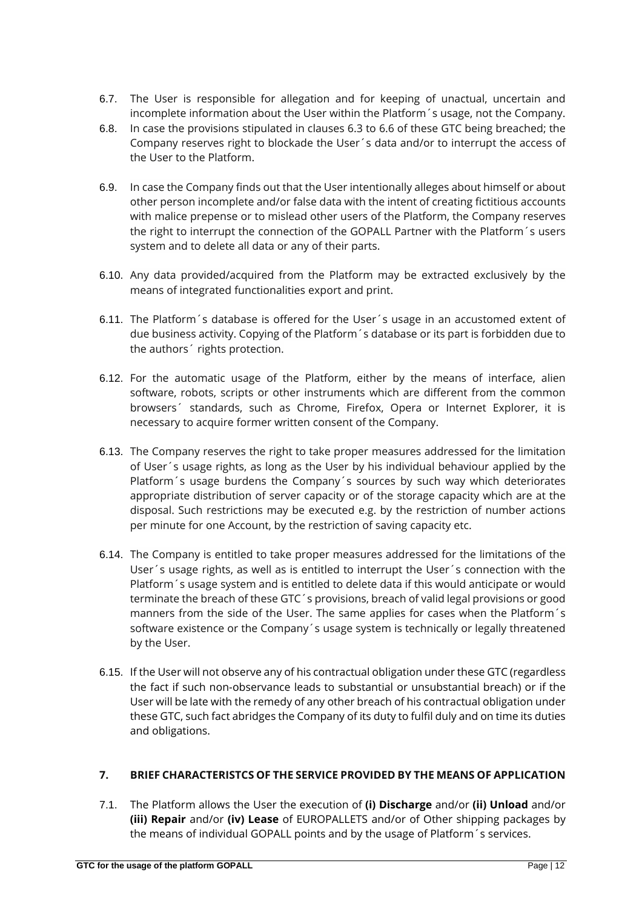6.7. The User is responsible for allegation and for keeping of unactual, uncertain and incomplete information about the User within the Platform´s usage, not the Company.

6.8. In case the provisions stipulated in clauses 6.3 to 6.6 of these GTC being breached; the Company reserves right to blockade the User´s data and/or to interrupt the access of the User to the Platform.

6.9. In case the Company finds out that the User intentionally alleges about himself or about other person incomplete and/or false data with the intent of creating fictitious accounts with malice prepense or to mislead other users of the Platform, the Company reserves the right to interrupt the connection of the GOPALL Partner with the Platform´s users system and to delete all data or any of their parts.

6.10. Any data provided/acquired from the Platform may be extracted exclusively by the means of integrated functionalities export and print.

6.11. The Platform´s database is offered for the User´s usage in an accustomed extent of due business activity. Copying of the Platform´s database or its part is forbidden due to the authors´ rights protection.

6.12. For the automatic usage of the Platform, either by the means of interface, alien software, robots, scripts or other instruments which are different from the common browsers´ standards, such as Chrome, Firefox, Opera or Internet Explorer, it is necessary to acquire former written consent of the Company.

6.13. The Company reserves the right to take proper measures addressed for the limitation of User´s usage rights, as long as the User by his individual behaviour applied by the Platform´s usage burdens the Company´s sources by such way which deteriorates appropriate distribution of server capacity or of the storage capacity which are at the disposal. Such restrictions may be executed e.g. by the restriction of number actions per minute for one Account, by the restriction of saving capacity etc.

6.14. The Company is entitled to take proper measures addressed for the limitations of the User´s usage rights, as well as is entitled to interrupt the User´s connection with the Platform´s usage system and is entitled to delete data if this would anticipate or would terminate the breach of these GTC´s provisions, breach of valid legal provisions or good manners from the side of the User. The same applies for cases when the Platform´s software existence or the Company´s usage system is technically or legally threatened by the User.

6.15. If the User will not observe any of his contractual obligation under these GTC (regardless the fact if such non-observance leads to substantial or unsubstantial breach) or if the User will be late with the remedy of any other breach of his contractual obligation under these GTC, such fact abridges the Company of its duty to fulfil duly and on time its duties and obligations.

## 7. BRIEF CHARACTERISTCS OF THE SERVICE PROVIDED BY THE MEANS OF APPLICATION

7.1. The Platform allows the User the execution of **(i) Discharge** and/or **(ii) Unload** and/or **(iii) Repair** and/or **(iv) Lease** of EUROPALLETS and/or of Other shipping packages by the means of individual GOPALL points and by the usage of Platform´s services.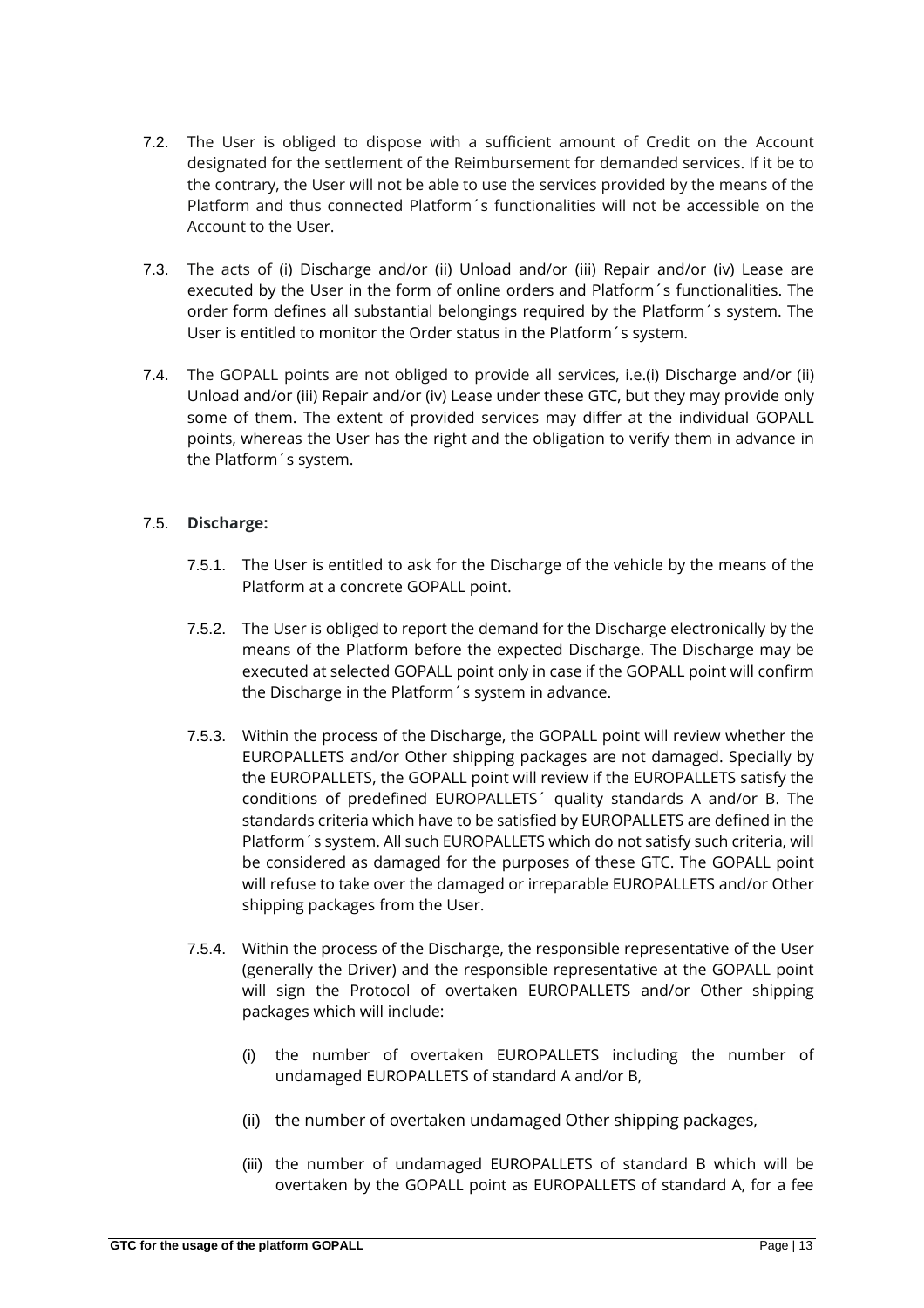7.2. The User is obliged to dispose with a sufficient amount of Credit on the Account designated for the settlement of the Reimbursement for demanded services. If it be to the contrary, the User will not be able to use the services provided by the means of the Platform and thus connected Platform´s functionalities will not be accessible on the Account to the User.

7.3. The acts of (i) Discharge and/or (ii) Unload and/or (iii) Repair and/or (iv) Lease are executed by the User in the form of online orders and Platform´s functionalities. The order form defines all substantial belongings required by the Platform´s system. The User is entitled to monitor the Order status in the Platform´s system.

7.4. The GOPALL points are not obliged to provide all services, i.e.(i) Discharge and/or (ii) Unload and/or (iii) Repair and/or (iv) Lease under these GTC, but they may provide only some of them. The extent of provided services may differ at the individual GOPALL points, whereas the User has the right and the obligation to verify them in advance in the Platform´s system.

7.5. **Discharge:**

7.5.1. The User is entitled to ask for the Discharge of the vehicle by the means of the Platform at a concrete GOPALL point.

7.5.2. The User is obliged to report the demand for the Discharge electronically by the means of the Platform before the expected Discharge. The Discharge may be executed at selected GOPALL point only in case if the GOPALL point will confirm the Discharge in the Platform´s system in advance.

7.5.3. Within the process of the Discharge, the GOPALL point will review whether the EUROPALLETS and/or Other shipping packages are not damaged. Specially by the EUROPALLETS, the GOPALL point will review if the EUROPALLETS satisfy the conditions of predefined EUROPALLETS´ quality standards A and/or B. The standards criteria which have to be satisfied by EUROPALLETS are defined in the Platform´s system. All such EUROPALLETS which do not satisfy such criteria, will be considered as damaged for the purposes of these GTC. The GOPALL point will refuse to take over the damaged or irreparable EUROPALLETS and/or Other shipping packages from the User.

7.5.4. Within the process of the Discharge, the responsible representative of the User (generally the Driver) and the responsible representative at the GOPALL point will sign the Protocol of overtaken EUROPALLETS and/or Other shipping packages which will include:

(i) the number of overtaken EUROPALLETS including the number of undamaged EUROPALLETS of standard A and/or B,

(ii) the number of overtaken undamaged Other shipping packages,

(iii) the number of undamaged EUROPALLETS of standard B which will be overtaken by the GOPALL point as EUROPALLETS of standard A, for a fee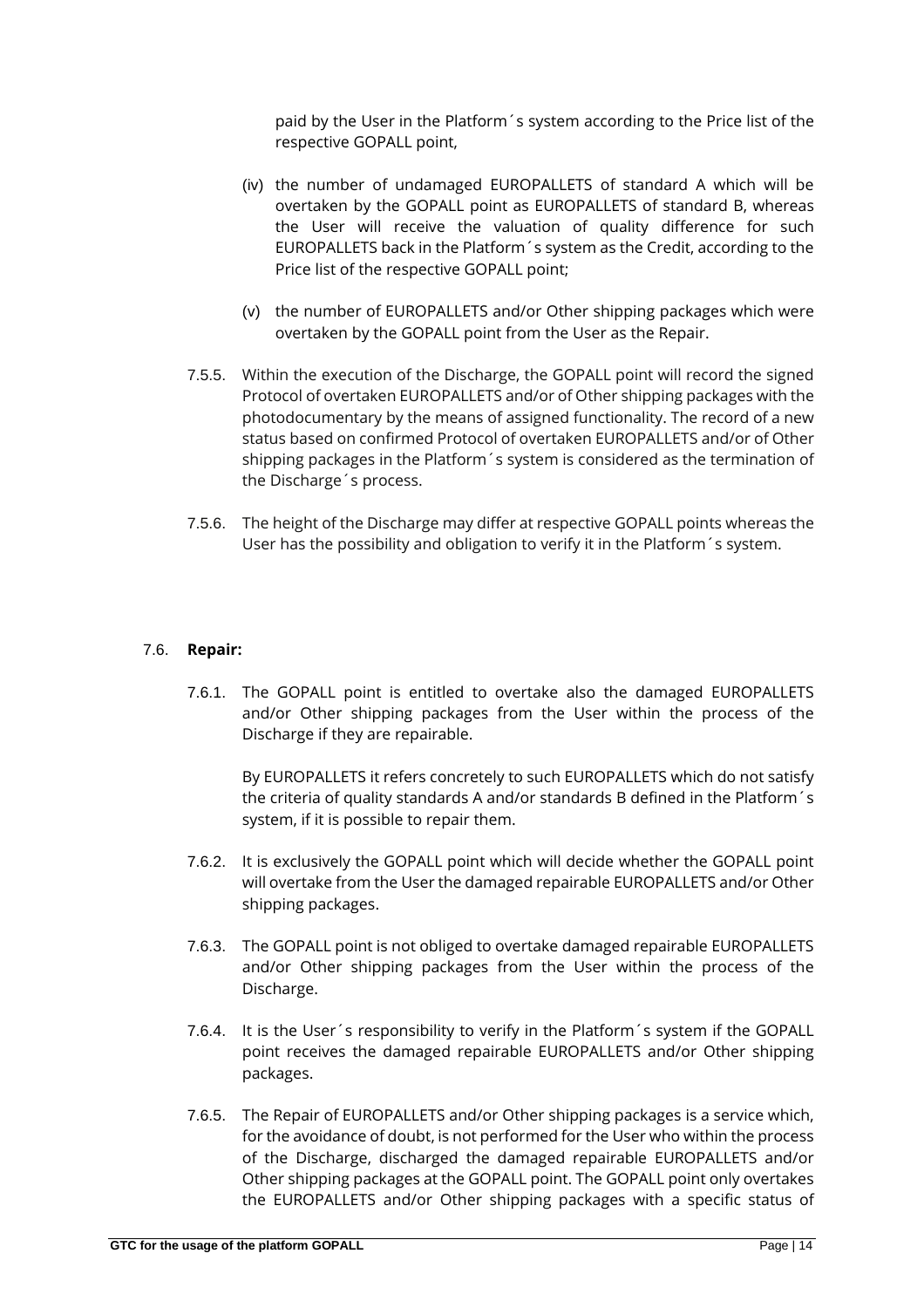paid by the User in the Platform´s system according to the Price list of the respective GOPALL point,

(iv) the number of undamaged EUROPALLETS of standard A which will be overtaken by the GOPALL point as EUROPALLETS of standard B, whereas the User will receive the valuation of quality difference for such EUROPALLETS back in the Platform´s system as the Credit, according to the Price list of the respective GOPALL point;

(v) the number of EUROPALLETS and/or Other shipping packages which were overtaken by the GOPALL point from the User as the Repair.

7.5.5. Within the execution of the Discharge, the GOPALL point will record the signed Protocol of overtaken EUROPALLETS and/or of Other shipping packages with the photodocumentary by the means of assigned functionality. The record of a new status based on confirmed Protocol of overtaken EUROPALLETS and/or of Other shipping packages in the Platform´s system is considered as the termination of the Discharge´s process.

7.5.6. The height of the Discharge may differ at respective GOPALL points whereas the User has the possibility and obligation to verify it in the Platform´s system.

7.6. **Repair:**

7.6.1. The GOPALL point is entitled to overtake also the damaged EUROPALLETS and/or Other shipping packages from the User within the process of the Discharge if they are repairable.

By EUROPALLETS it refers concretely to such EUROPALLETS which do not satisfy the criteria of quality standards A and/or standards B defined in the Platform´s system, if it is possible to repair them.

7.6.2. It is exclusively the GOPALL point which will decide whether the GOPALL point will overtake from the User the damaged repairable EUROPALLETS and/or Other shipping packages.

7.6.3. The GOPALL point is not obliged to overtake damaged repairable EUROPALLETS and/or Other shipping packages from the User within the process of the Discharge.

7.6.4. It is the User´s responsibility to verify in the Platform´s system if the GOPALL point receives the damaged repairable EUROPALLETS and/or Other shipping packages.

7.6.5. The Repair of EUROPALLETS and/or Other shipping packages is a service which, for the avoidance of doubt, is not performed for the User who within the process of the Discharge, discharged the damaged repairable EUROPALLETS and/or Other shipping packages at the GOPALL point. The GOPALL point only overtakes the EUROPALLETS and/or Other shipping packages with a specific status of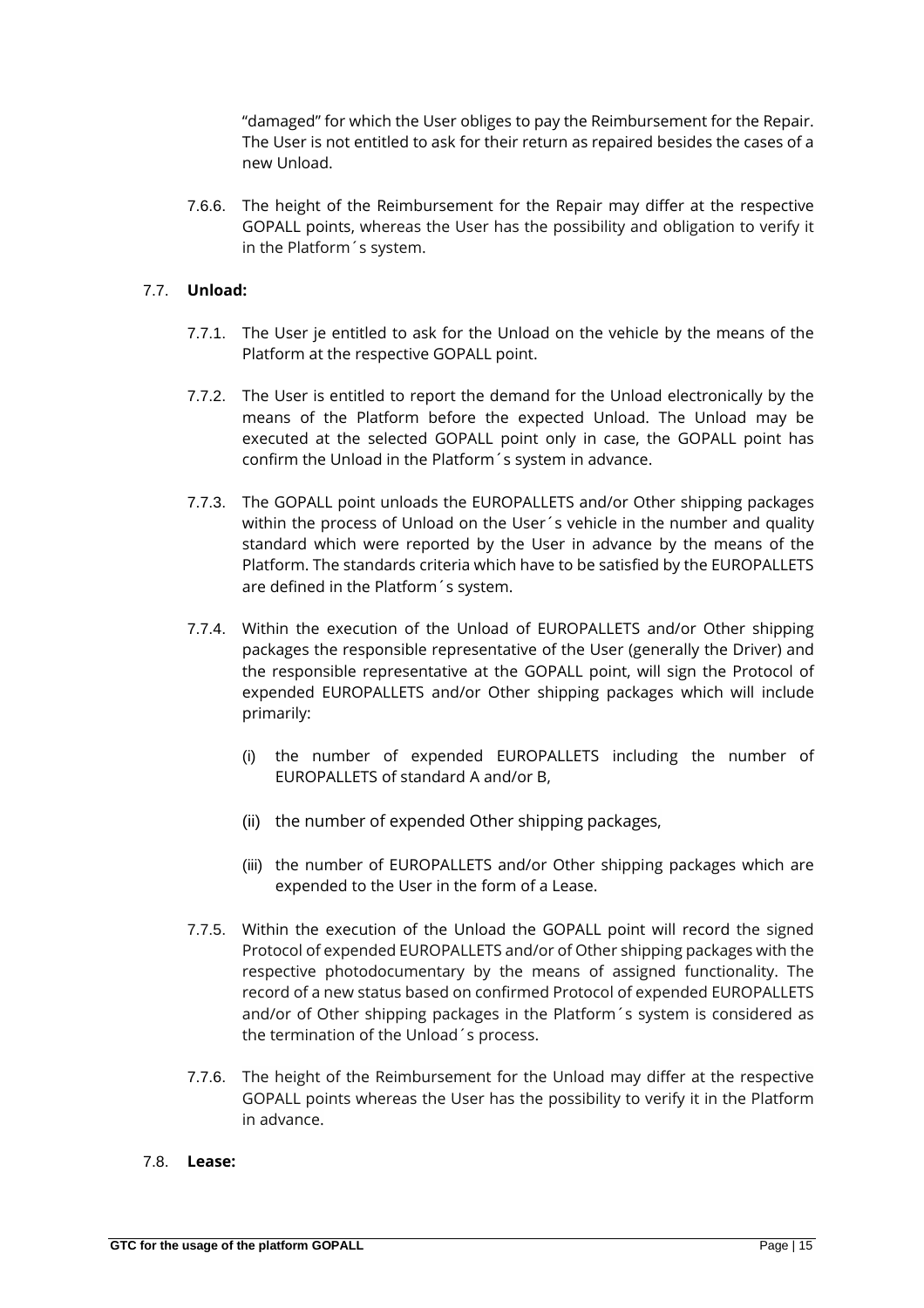"damaged" for which the User obliges to pay the Reimbursement for the Repair. The User is not entitled to ask for their return as repaired besides the cases of a new Unload.

7.6.6. The height of the Reimbursement for the Repair may differ at the respective GOPALL points, whereas the User has the possibility and obligation to verify it in the Platform´s system.

7.7. **Unload:**

7.7.1. The User je entitled to ask for the Unload on the vehicle by the means of the Platform at the respective GOPALL point.

7.7.2. The User is entitled to report the demand for the Unload electronically by the means of the Platform before the expected Unload. The Unload may be executed at the selected GOPALL point only in case, the GOPALL point has confirm the Unload in the Platform´s system in advance.

7.7.3. The GOPALL point unloads the EUROPALLETS and/or Other shipping packages within the process of Unload on the User´s vehicle in the number and quality standard which were reported by the User in advance by the means of the Platform. The standards criteria which have to be satisfied by the EUROPALLETS are defined in the Platform´s system.

7.7.4. Within the execution of the Unload of EUROPALLETS and/or Other shipping packages the responsible representative of the User (generally the Driver) and the responsible representative at the GOPALL point, will sign the Protocol of expended EUROPALLETS and/or Other shipping packages which will include primarily:

(i) the number of expended EUROPALLETS including the number of EUROPALLETS of standard A and/or B,

(ii) the number of expended Other shipping packages,

(iii) the number of EUROPALLETS and/or Other shipping packages which are expended to the User in the form of a Lease.

7.7.5. Within the execution of the Unload the GOPALL point will record the signed Protocol of expended EUROPALLETS and/or of Other shipping packages with the respective photodocumentary by the means of assigned functionality. The record of a new status based on confirmed Protocol of expended EUROPALLETS and/or of Other shipping packages in the Platform´s system is considered as the termination of the Unload´s process.

7.7.6. The height of the Reimbursement for the Unload may differ at the respective GOPALL points whereas the User has the possibility to verify it in the Platform in advance.

7.8. **Lease:**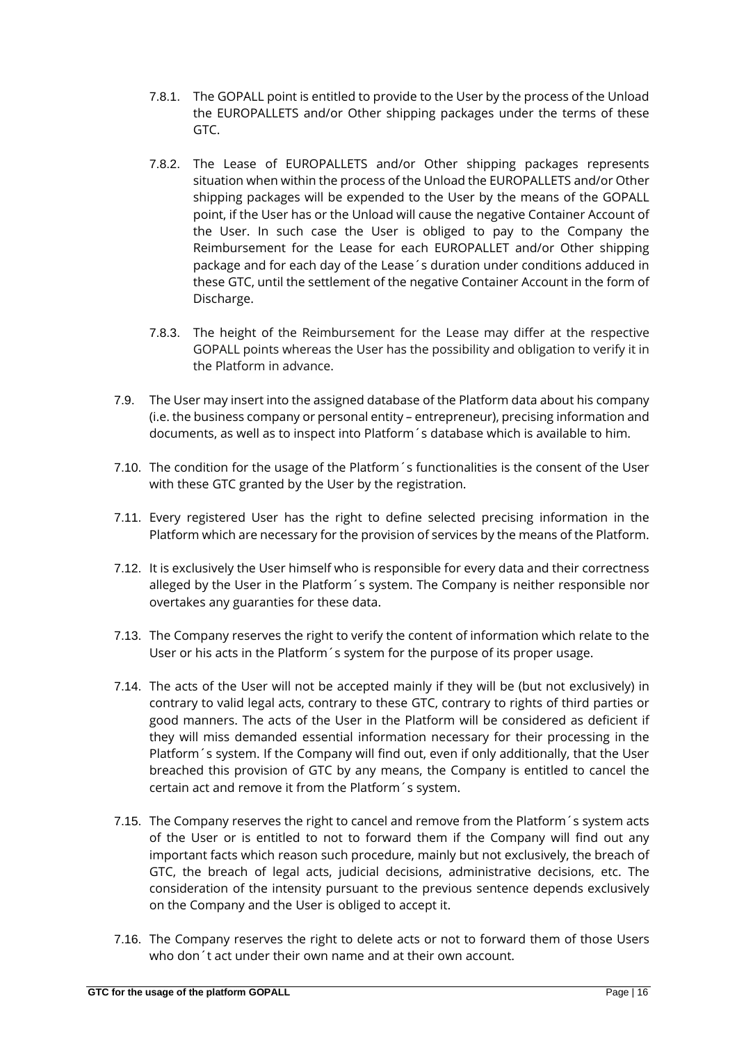7.8.1. The GOPALL point is entitled to provide to the User by the process of the Unload the EUROPALLETS and/or Other shipping packages under the terms of these GTC.

7.8.2. The Lease of EUROPALLETS and/or Other shipping packages represents situation when within the process of the Unload the EUROPALLETS and/or Other shipping packages will be expended to the User by the means of the GOPALL point, if the User has or the Unload will cause the negative Container Account of the User. In such case the User is obliged to pay to the Company the Reimbursement for the Lease for each EUROPALLET and/or Other shipping package and for each day of the Lease´s duration under conditions adduced in these GTC, until the settlement of the negative Container Account in the form of Discharge.

7.8.3. The height of the Reimbursement for the Lease may differ at the respective GOPALL points whereas the User has the possibility and obligation to verify it in the Platform in advance.

7.9. The User may insert into the assigned database of the Platform data about his company (i.e. the business company or personal entity – entrepreneur), precising information and documents, as well as to inspect into Platform´s database which is available to him.

7.10. The condition for the usage of the Platform´s functionalities is the consent of the User with these GTC granted by the User by the registration.

7.11. Every registered User has the right to define selected precising information in the Platform which are necessary for the provision of services by the means of the Platform.

7.12. It is exclusively the User himself who is responsible for every data and their correctness alleged by the User in the Platform´s system. The Company is neither responsible nor overtakes any guaranties for these data.

7.13. The Company reserves the right to verify the content of information which relate to the User or his acts in the Platform´s system for the purpose of its proper usage.

7.14. The acts of the User will not be accepted mainly if they will be (but not exclusively) in contrary to valid legal acts, contrary to these GTC, contrary to rights of third parties or good manners. The acts of the User in the Platform will be considered as deficient if they will miss demanded essential information necessary for their processing in the Platform´s system. If the Company will find out, even if only additionally, that the User breached this provision of GTC by any means, the Company is entitled to cancel the certain act and remove it from the Platform´s system.

7.15. The Company reserves the right to cancel and remove from the Platform´s system acts of the User or is entitled to not to forward them if the Company will find out any important facts which reason such procedure, mainly but not exclusively, the breach of GTC, the breach of legal acts, judicial decisions, administrative decisions, etc. The consideration of the intensity pursuant to the previous sentence depends exclusively on the Company and the User is obliged to accept it.

7.16. The Company reserves the right to delete acts or not to forward them of those Users who don´t act under their own name and at their own account.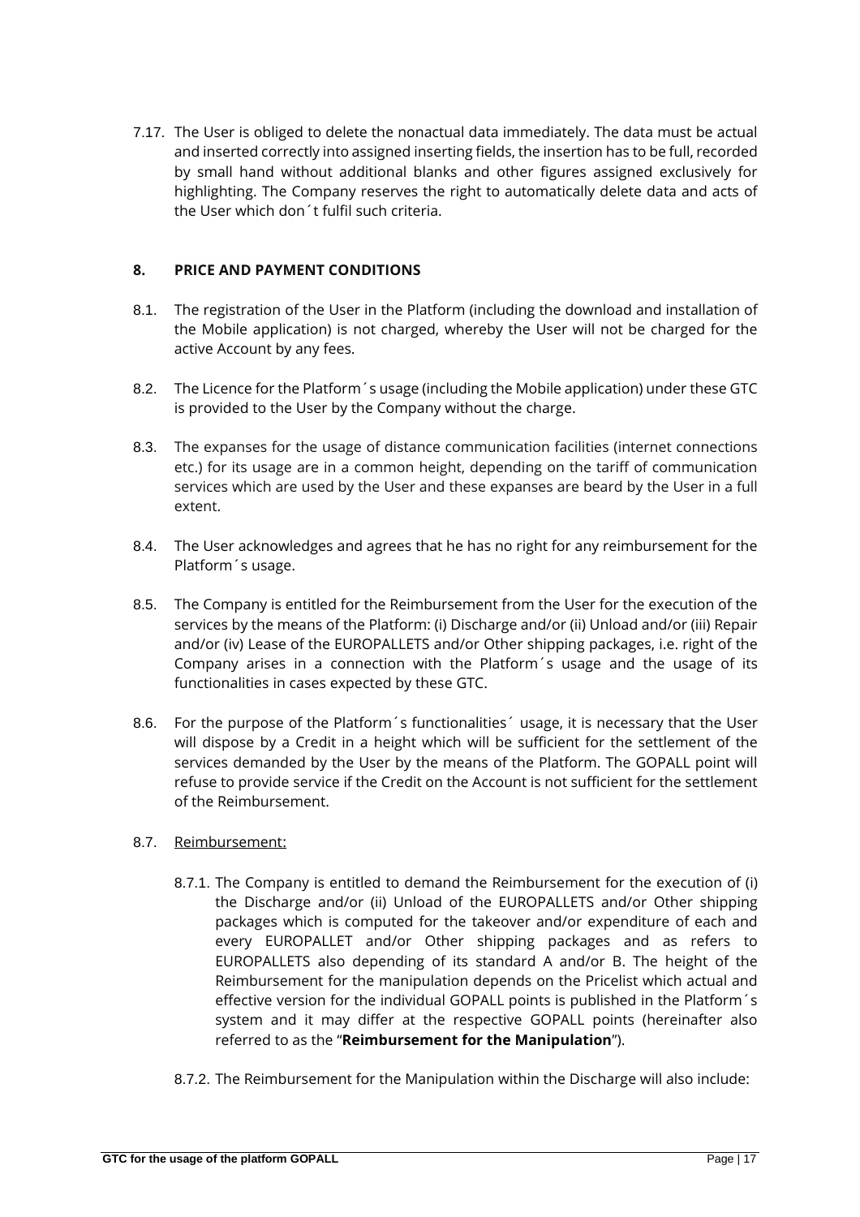7.17. The User is obliged to delete the nonactual data immediately. The data must be actual and inserted correctly into assigned inserting fields, the insertion has to be full, recorded by small hand without additional blanks and other figures assigned exclusively for highlighting. The Company reserves the right to automatically delete data and acts of the User which don´t fulfil such criteria.

## 8. PRICE AND PAYMENT CONDITIONS

8.1. The registration of the User in the Platform (including the download and installation of the Mobile application) is not charged, whereby the User will not be charged for the active Account by any fees.

8.2. The Licence for the Platform´s usage (including the Mobile application) under these GTC is provided to the User by the Company without the charge.

8.3. The expanses for the usage of distance communication facilities (internet connections etc.) for its usage are in a common height, depending on the tariff of communication services which are used by the User and these expanses are beard by the User in a full extent.

8.4. The User acknowledges and agrees that he has no right for any reimbursement for the Platform´s usage.

8.5. The Company is entitled for the Reimbursement from the User for the execution of the services by the means of the Platform: (i) Discharge and/or (ii) Unload and/or (iii) Repair and/or (iv) Lease of the EUROPALLETS and/or Other shipping packages, i.e. right of the Company arises in a connection with the Platform´s usage and the usage of its functionalities in cases expected by these GTC.

8.6. For the purpose of the Platform´s functionalities´ usage, it is necessary that the User will dispose by a Credit in a height which will be sufficient for the settlement of the services demanded by the User by the means of the Platform. The GOPALL point will refuse to provide service if the Credit on the Account is not sufficient for the settlement of the Reimbursement.

8.7. <u>Reimbursement:</u>

8.7.1. The Company is entitled to demand the Reimbursement for the execution of (i) the Discharge and/or (ii) Unload of the EUROPALLETS and/or Other shipping packages which is computed for the takeover and/or expenditure of each and every EUROPALLET and/or Other shipping packages and as refers to EUROPALLETS also depending of its standard A and/or B. The height of the Reimbursement for the manipulation depends on the Pricelist which actual and effective version for the individual GOPALL points is published in the Platform´s system and it may differ at the respective GOPALL points (hereinafter also referred to as the "**Reimbursement for the Manipulation**").

8.7.2. The Reimbursement for the Manipulation within the Discharge will also include: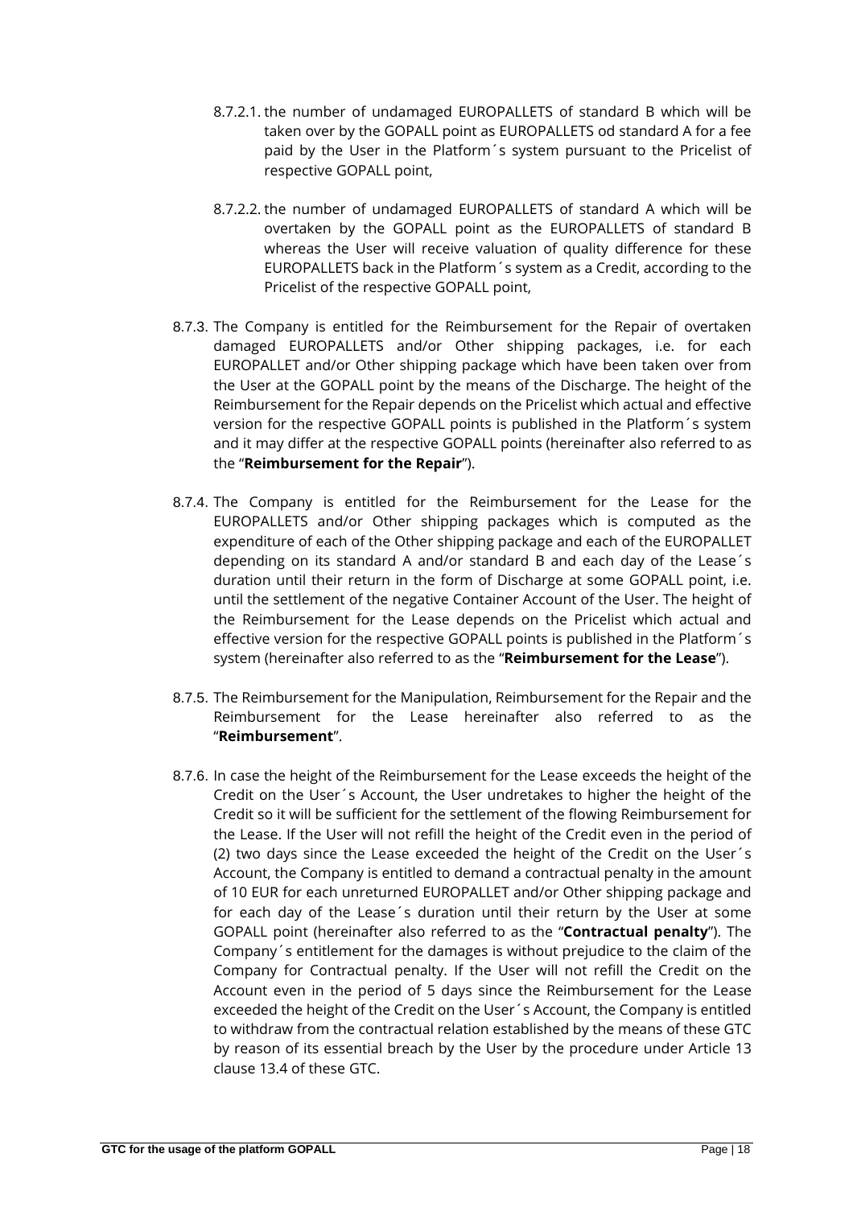8.7.2.1. the number of undamaged EUROPALLETS of standard B which will be taken over by the GOPALL point as EUROPALLETS od standard A for a fee paid by the User in the Platform´s system pursuant to the Pricelist of respective GOPALL point,

8.7.2.2. the number of undamaged EUROPALLETS of standard A which will be overtaken by the GOPALL point as the EUROPALLETS of standard B whereas the User will receive valuation of quality difference for these EUROPALLETS back in the Platform´s system as a Credit, according to the Pricelist of the respective GOPALL point,

8.7.3. The Company is entitled for the Reimbursement for the Repair of overtaken damaged EUROPALLETS and/or Other shipping packages, i.e. for each EUROPALLET and/or Other shipping package which have been taken over from the User at the GOPALL point by the means of the Discharge. The height of the Reimbursement for the Repair depends on the Pricelist which actual and effective version for the respective GOPALL points is published in the Platform´s system and it may differ at the respective GOPALL points (hereinafter also referred to as the "**Reimbursement for the Repair**").

8.7.4. The Company is entitled for the Reimbursement for the Lease for the EUROPALLETS and/or Other shipping packages which is computed as the expenditure of each of the Other shipping package and each of the EUROPALLET depending on its standard A and/or standard B and each day of the Lease´s duration until their return in the form of Discharge at some GOPALL point, i.e. until the settlement of the negative Container Account of the User. The height of the Reimbursement for the Lease depends on the Pricelist which actual and effective version for the respective GOPALL points is published in the Platform´s system (hereinafter also referred to as the "**Reimbursement for the Lease**").

8.7.5. The Reimbursement for the Manipulation, Reimbursement for the Repair and the Reimbursement for the Lease hereinafter also referred to as the "**Reimbursement**".

8.7.6. In case the height of the Reimbursement for the Lease exceeds the height of the Credit on the User´s Account, the User undretakes to higher the height of the Credit so it will be sufficient for the settlement of the flowing Reimbursement for the Lease. If the User will not refill the height of the Credit even in the period of (2) two days since the Lease exceeded the height of the Credit on the User´s Account, the Company is entitled to demand a contractual penalty in the amount of 10 EUR for each unreturned EUROPALLET and/or Other shipping package and for each day of the Lease´s duration until their return by the User at some GOPALL point (hereinafter also referred to as the "**Contractual penalty**"). The Company´s entitlement for the damages is without prejudice to the claim of the Company for Contractual penalty. If the User will not refill the Credit on the Account even in the period of 5 days since the Reimbursement for the Lease exceeded the height of the Credit on the User´s Account, the Company is entitled to withdraw from the contractual relation established by the means of these GTC by reason of its essential breach by the User by the procedure under Article 13 clause 13.4 of these GTC.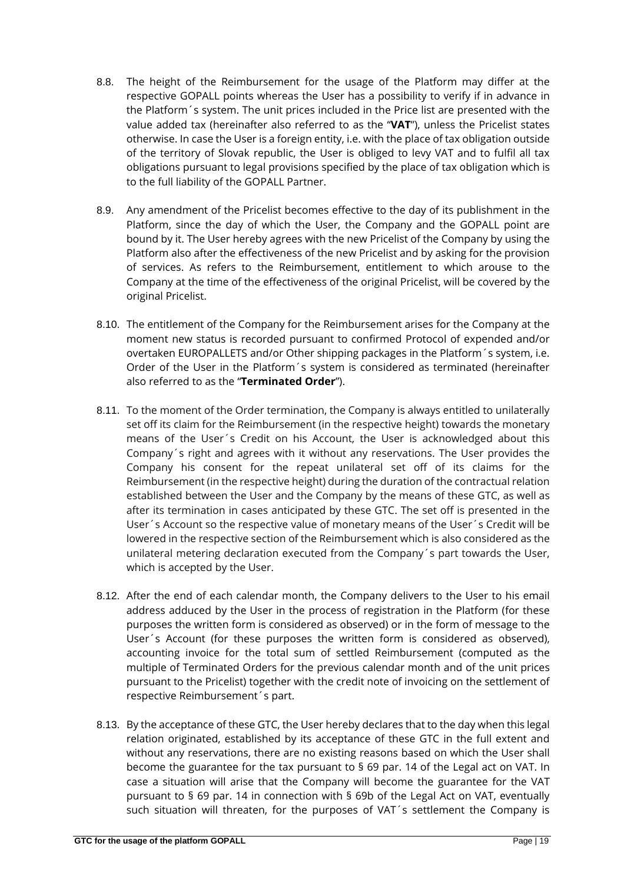8.8. The height of the Reimbursement for the usage of the Platform may differ at the respective GOPALL points whereas the User has a possibility to verify if in advance in the Platform´s system. The unit prices included in the Price list are presented with the value added tax (hereinafter also referred to as the "**VAT**"), unless the Pricelist states otherwise. In case the User is a foreign entity, i.e. with the place of tax obligation outside of the territory of Slovak republic, the User is obliged to levy VAT and to fulfil all tax obligations pursuant to legal provisions specified by the place of tax obligation which is to the full liability of the GOPALL Partner.

8.9. Any amendment of the Pricelist becomes effective to the day of its publishment in the Platform, since the day of which the User, the Company and the GOPALL point are bound by it. The User hereby agrees with the new Pricelist of the Company by using the Platform also after the effectiveness of the new Pricelist and by asking for the provision of services. As refers to the Reimbursement, entitlement to which arouse to the Company at the time of the effectiveness of the original Pricelist, will be covered by the original Pricelist.

8.10. The entitlement of the Company for the Reimbursement arises for the Company at the moment new status is recorded pursuant to confirmed Protocol of expended and/or overtaken EUROPALLETS and/or Other shipping packages in the Platform´s system, i.e. Order of the User in the Platform´s system is considered as terminated (hereinafter also referred to as the "**Terminated Order**").

8.11. To the moment of the Order termination, the Company is always entitled to unilaterally set off its claim for the Reimbursement (in the respective height) towards the monetary means of the User´s Credit on his Account, the User is acknowledged about this Company´s right and agrees with it without any reservations. The User provides the Company his consent for the repeat unilateral set off of its claims for the Reimbursement (in the respective height) during the duration of the contractual relation established between the User and the Company by the means of these GTC, as well as after its termination in cases anticipated by these GTC. The set off is presented in the User´s Account so the respective value of monetary means of the User´s Credit will be lowered in the respective section of the Reimbursement which is also considered as the unilateral metering declaration executed from the Company´s part towards the User, which is accepted by the User.

8.12. After the end of each calendar month, the Company delivers to the User to his email address adduced by the User in the process of registration in the Platform (for these purposes the written form is considered as observed) or in the form of message to the User´s Account (for these purposes the written form is considered as observed), accounting invoice for the total sum of settled Reimbursement (computed as the multiple of Terminated Orders for the previous calendar month and of the unit prices pursuant to the Pricelist) together with the credit note of invoicing on the settlement of respective Reimbursement´s part.

8.13. By the acceptance of these GTC, the User hereby declares that to the day when this legal relation originated, established by its acceptance of these GTC in the full extent and without any reservations, there are no existing reasons based on which the User shall become the guarantee for the tax pursuant to § 69 par. 14 of the Legal act on VAT. In case a situation will arise that the Company will become the guarantee for the VAT pursuant to § 69 par. 14 in connection with § 69b of the Legal Act on VAT, eventually such situation will threaten, for the purposes of VAT´s settlement the Company is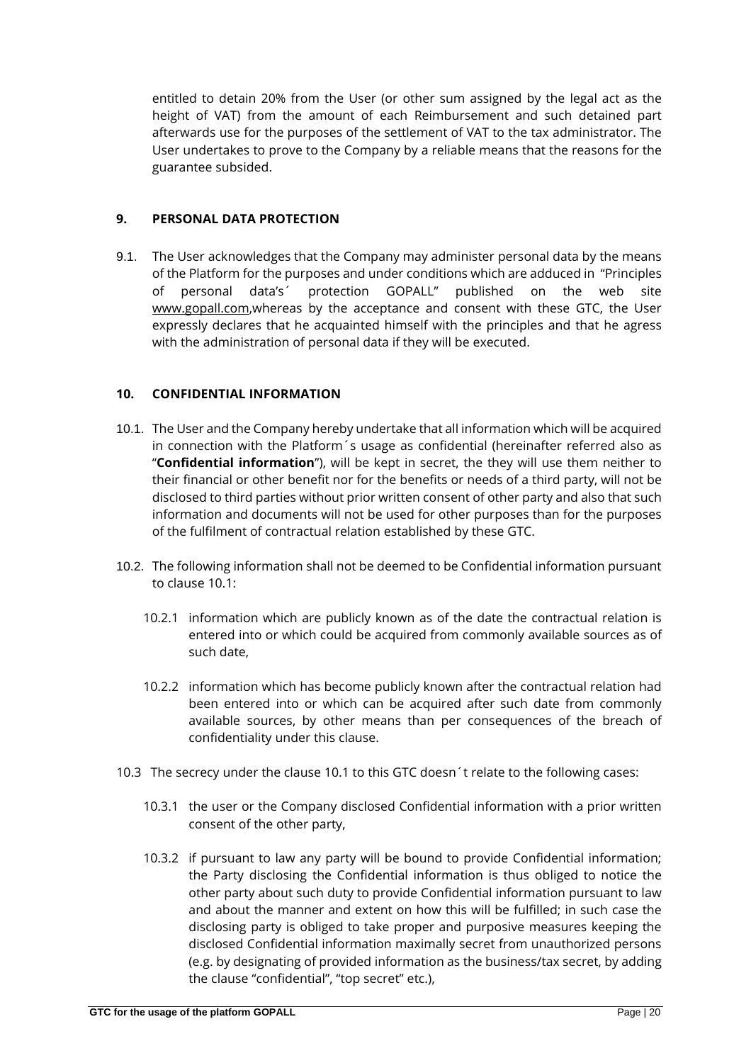entitled to detain 20% from the User (or other sum assigned by the legal act as the height of VAT) from the amount of each Reimbursement and such detained part afterwards use for the purposes of the settlement of VAT to the tax administrator. The User undertakes to prove to the Company by a reliable means that the reasons for the guarantee subsided.

## 9. PERSONAL DATA PROTECTION

9.1. The User acknowledges that the Company may administer personal data by the means of the Platform for the purposes and under conditions which are adduced in "Principles of personal data's´ protection GOPALL" published on the web site www.gopall.com,whereas by the acceptance and consent with these GTC, the User expressly declares that he acquainted himself with the principles and that he agress with the administration of personal data if they will be executed.

## 10. CONFIDENTIAL INFORMATION

10.1. The User and the Company hereby undertake that all information which will be acquired in connection with the Platform´s usage as confidential (hereinafter referred also as "**Confidential information**"), will be kept in secret, the they will use them neither to their financial or other benefit nor for the benefits or needs of a third party, will not be disclosed to third parties without prior written consent of other party and also that such information and documents will not be used for other purposes than for the purposes of the fulfilment of contractual relation established by these GTC.

10.2. The following information shall not be deemed to be Confidential information pursuant to clause 10.1:

10.2.1 information which are publicly known as of the date the contractual relation is entered into or which could be acquired from commonly available sources as of such date,

10.2.2 information which has become publicly known after the contractual relation had been entered into or which can be acquired after such date from commonly available sources, by other means than per consequences of the breach of confidentiality under this clause.

10.3 The secrecy under the clause 10.1 to this GTC doesn´t relate to the following cases:

10.3.1 the user or the Company disclosed Confidential information with a prior written consent of the other party,

10.3.2 if pursuant to law any party will be bound to provide Confidential information; the Party disclosing the Confidential information is thus obliged to notice the other party about such duty to provide Confidential information pursuant to law and about the manner and extent on how this will be fulfilled; in such case the disclosing party is obliged to take proper and purposive measures keeping the disclosed Confidential information maximally secret from unauthorized persons (e.g. by designating of provided information as the business/tax secret, by adding the clause "confidential", "top secret" etc.),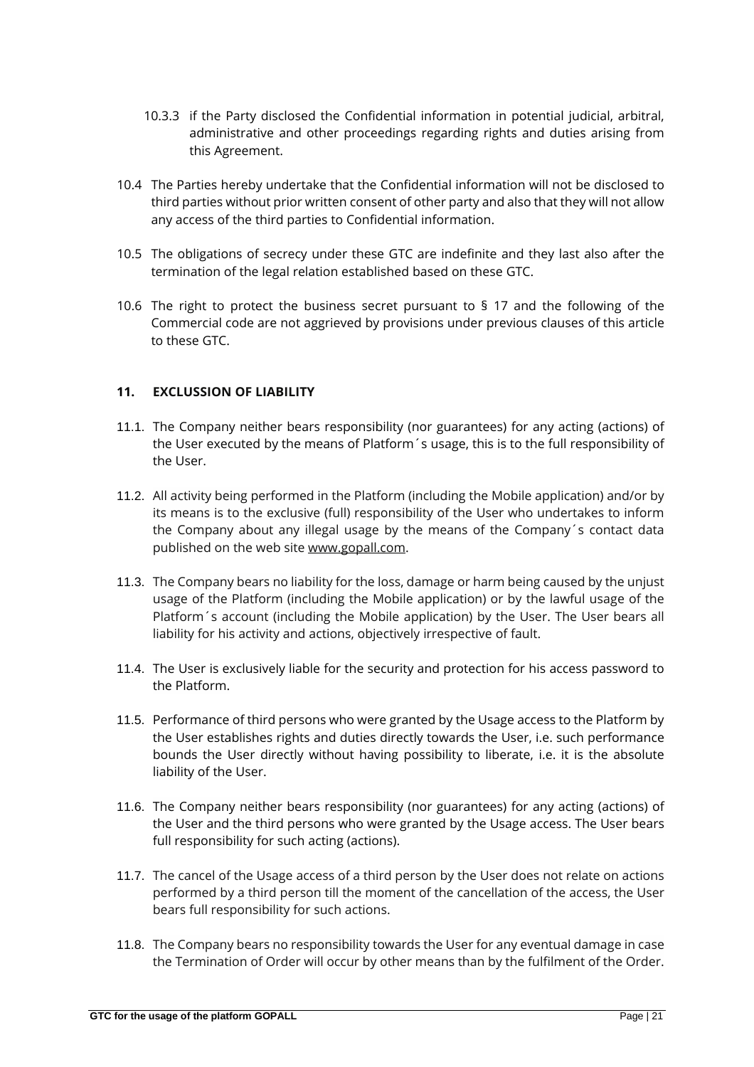10.3.3 if the Party disclosed the Confidential information in potential judicial, arbitral, administrative and other proceedings regarding rights and duties arising from this Agreement.

10.4 The Parties hereby undertake that the Confidential information will not be disclosed to third parties without prior written consent of other party and also that they will not allow any access of the third parties to Confidential information.

10.5 The obligations of secrecy under these GTC are indefinite and they last also after the termination of the legal relation established based on these GTC.

10.6 The right to protect the business secret pursuant to § 17 and the following of the Commercial code are not aggrieved by provisions under previous clauses of this article to these GTC.

## 11. EXCLUSSION OF LIABILITY

11.1. The Company neither bears responsibility (nor guarantees) for any acting (actions) of the User executed by the means of Platform´s usage, this is to the full responsibility of the User.

11.2. All activity being performed in the Platform (including the Mobile application) and/or by its means is to the exclusive (full) responsibility of the User who undertakes to inform the Company about any illegal usage by the means of the Company´s contact data published on the web site www.gopall.com.

11.3. The Company bears no liability for the loss, damage or harm being caused by the unjust usage of the Platform (including the Mobile application) or by the lawful usage of the Platform´s account (including the Mobile application) by the User. The User bears all liability for his activity and actions, objectively irrespective of fault.

11.4. The User is exclusively liable for the security and protection for his access password to the Platform.

11.5. Performance of third persons who were granted by the Usage access to the Platform by the User establishes rights and duties directly towards the User, i.e. such performance bounds the User directly without having possibility to liberate, i.e. it is the absolute liability of the User.

11.6. The Company neither bears responsibility (nor guarantees) for any acting (actions) of the User and the third persons who were granted by the Usage access. The User bears full responsibility for such acting (actions).

11.7. The cancel of the Usage access of a third person by the User does not relate on actions performed by a third person till the moment of the cancellation of the access, the User bears full responsibility for such actions.

11.8. The Company bears no responsibility towards the User for any eventual damage in case the Termination of Order will occur by other means than by the fulfilment of the Order.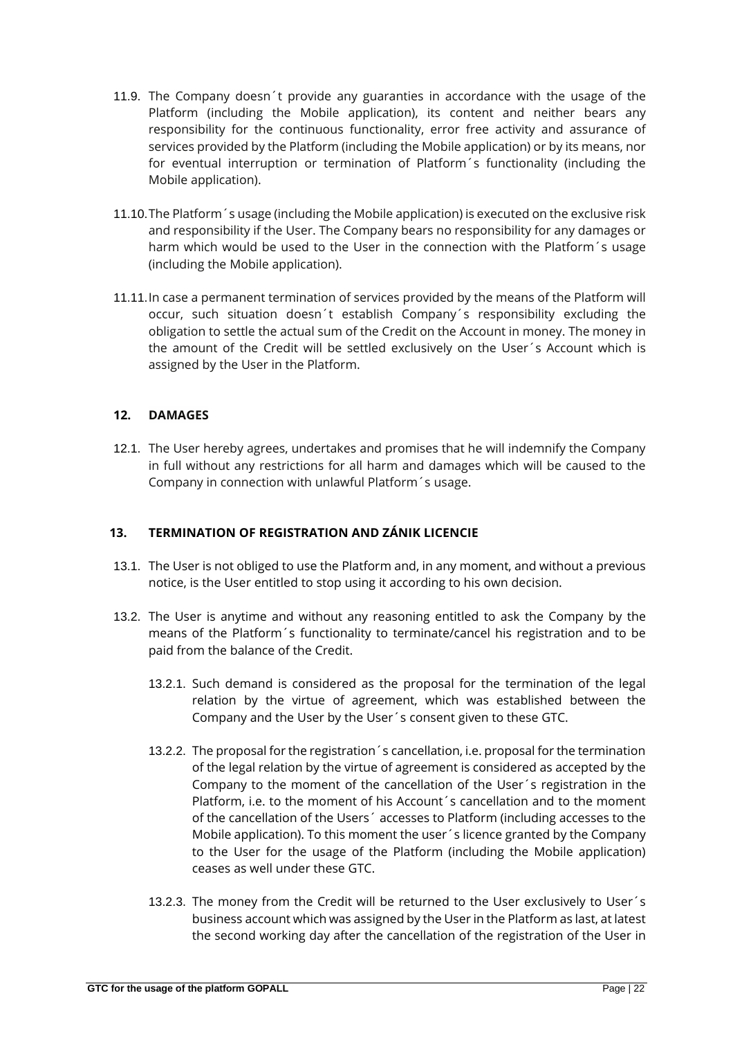11.9. The Company doesn´t provide any guaranties in accordance with the usage of the Platform (including the Mobile application), its content and neither bears any responsibility for the continuous functionality, error free activity and assurance of services provided by the Platform (including the Mobile application) or by its means, nor for eventual interruption or termination of Platform´s functionality (including the Mobile application).

11.10. The Platform´s usage (including the Mobile application) is executed on the exclusive risk and responsibility if the User. The Company bears no responsibility for any damages or harm which would be used to the User in the connection with the Platform´s usage (including the Mobile application).

11.11. In case a permanent termination of services provided by the means of the Platform will occur, such situation doesn´t establish Company´s responsibility excluding the obligation to settle the actual sum of the Credit on the Account in money. The money in the amount of the Credit will be settled exclusively on the User´s Account which is assigned by the User in the Platform.

## 12. DAMAGES

12.1. The User hereby agrees, undertakes and promises that he will indemnify the Company in full without any restrictions for all harm and damages which will be caused to the Company in connection with unlawful Platform´s usage.

## 13. TERMINATION OF REGISTRATION AND ZÁNIK LICENCIE

13.1. The User is not obliged to use the Platform and, in any moment, and without a previous notice, is the User entitled to stop using it according to his own decision.

13.2. The User is anytime and without any reasoning entitled to ask the Company by the means of the Platform´s functionality to terminate/cancel his registration and to be paid from the balance of the Credit.

13.2.1. Such demand is considered as the proposal for the termination of the legal relation by the virtue of agreement, which was established between the Company and the User by the User´s consent given to these GTC.

13.2.2. The proposal for the registration´s cancellation, i.e. proposal for the termination of the legal relation by the virtue of agreement is considered as accepted by the Company to the moment of the cancellation of the User´s registration in the Platform, i.e. to the moment of his Account´s cancellation and to the moment of the cancellation of the Users´ accesses to Platform (including accesses to the Mobile application). To this moment the user´s licence granted by the Company to the User for the usage of the Platform (including the Mobile application) ceases as well under these GTC.

13.2.3. The money from the Credit will be returned to the User exclusively to User´s business account which was assigned by the User in the Platform as last, at latest the second working day after the cancellation of the registration of the User in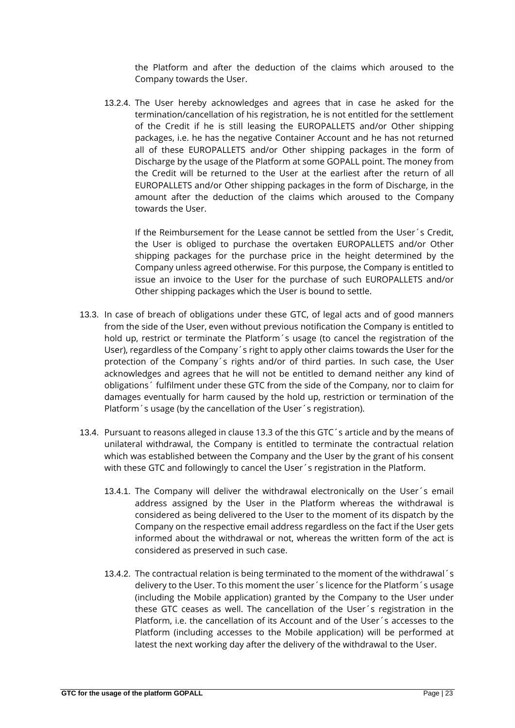the Platform and after the deduction of the claims which aroused to the Company towards the User.

13.2.4. The User hereby acknowledges and agrees that in case he asked for the termination/cancellation of his registration, he is not entitled for the settlement of the Credit if he is still leasing the EUROPALLETS and/or Other shipping packages, i.e. he has the negative Container Account and he has not returned all of these EUROPALLETS and/or Other shipping packages in the form of Discharge by the usage of the Platform at some GOPALL point. The money from the Credit will be returned to the User at the earliest after the return of all EUROPALLETS and/or Other shipping packages in the form of Discharge, in the amount after the deduction of the claims which aroused to the Company towards the User.

If the Reimbursement for the Lease cannot be settled from the User´s Credit, the User is obliged to purchase the overtaken EUROPALLETS and/or Other shipping packages for the purchase price in the height determined by the Company unless agreed otherwise. For this purpose, the Company is entitled to issue an invoice to the User for the purchase of such EUROPALLETS and/or Other shipping packages which the User is bound to settle.

13.3. In case of breach of obligations under these GTC, of legal acts and of good manners from the side of the User, even without previous notification the Company is entitled to hold up, restrict or terminate the Platform´s usage (to cancel the registration of the User), regardless of the Company´s right to apply other claims towards the User for the protection of the Company´s rights and/or of third parties. In such case, the User acknowledges and agrees that he will not be entitled to demand neither any kind of obligations´ fulfilment under these GTC from the side of the Company, nor to claim for damages eventually for harm caused by the hold up, restriction or termination of the Platform´s usage (by the cancellation of the User´s registration).

13.4. Pursuant to reasons alleged in clause 13.3 of the this GTC´s article and by the means of unilateral withdrawal, the Company is entitled to terminate the contractual relation which was established between the Company and the User by the grant of his consent with these GTC and followingly to cancel the User´s registration in the Platform.

13.4.1. The Company will deliver the withdrawal electronically on the User´s email address assigned by the User in the Platform whereas the withdrawal is considered as being delivered to the User to the moment of its dispatch by the Company on the respective email address regardless on the fact if the User gets informed about the withdrawal or not, whereas the written form of the act is considered as preserved in such case.

13.4.2. The contractual relation is being terminated to the moment of the withdrawal´s delivery to the User. To this moment the user´s licence for the Platform´s usage (including the Mobile application) granted by the Company to the User under these GTC ceases as well. The cancellation of the User´s registration in the Platform, i.e. the cancellation of its Account and of the User´s accesses to the Platform (including accesses to the Mobile application) will be performed at latest the next working day after the delivery of the withdrawal to the User.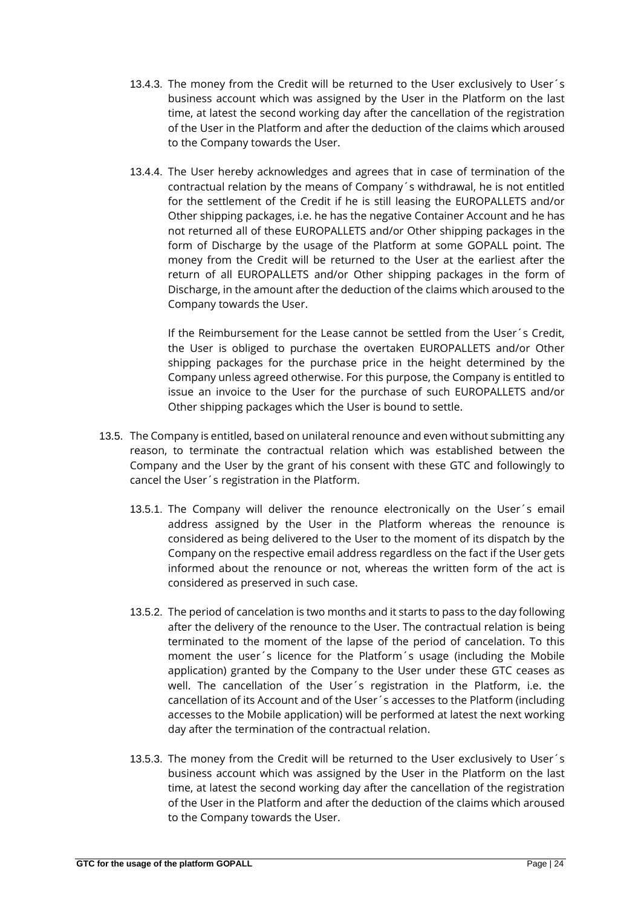13.4.3. The money from the Credit will be returned to the User exclusively to User´s business account which was assigned by the User in the Platform on the last time, at latest the second working day after the cancellation of the registration of the User in the Platform and after the deduction of the claims which aroused to the Company towards the User.

13.4.4. The User hereby acknowledges and agrees that in case of termination of the contractual relation by the means of Company´s withdrawal, he is not entitled for the settlement of the Credit if he is still leasing the EUROPALLETS and/or Other shipping packages, i.e. he has the negative Container Account and he has not returned all of these EUROPALLETS and/or Other shipping packages in the form of Discharge by the usage of the Platform at some GOPALL point. The money from the Credit will be returned to the User at the earliest after the return of all EUROPALLETS and/or Other shipping packages in the form of Discharge, in the amount after the deduction of the claims which aroused to the Company towards the User.

If the Reimbursement for the Lease cannot be settled from the User´s Credit, the User is obliged to purchase the overtaken EUROPALLETS and/or Other shipping packages for the purchase price in the height determined by the Company unless agreed otherwise. For this purpose, the Company is entitled to issue an invoice to the User for the purchase of such EUROPALLETS and/or Other shipping packages which the User is bound to settle.

13.5. The Company is entitled, based on unilateral renounce and even without submitting any reason, to terminate the contractual relation which was established between the Company and the User by the grant of his consent with these GTC and followingly to cancel the User´s registration in the Platform.

13.5.1. The Company will deliver the renounce electronically on the User´s email address assigned by the User in the Platform whereas the renounce is considered as being delivered to the User to the moment of its dispatch by the Company on the respective email address regardless on the fact if the User gets informed about the renounce or not, whereas the written form of the act is considered as preserved in such case.

13.5.2. The period of cancelation is two months and it starts to pass to the day following after the delivery of the renounce to the User. The contractual relation is being terminated to the moment of the lapse of the period of cancelation. To this moment the user´s licence for the Platform´s usage (including the Mobile application) granted by the Company to the User under these GTC ceases as well. The cancellation of the User´s registration in the Platform, i.e. the cancellation of its Account and of the User´s accesses to the Platform (including accesses to the Mobile application) will be performed at latest the next working day after the termination of the contractual relation.

13.5.3. The money from the Credit will be returned to the User exclusively to User´s business account which was assigned by the User in the Platform on the last time, at latest the second working day after the cancellation of the registration of the User in the Platform and after the deduction of the claims which aroused to the Company towards the User.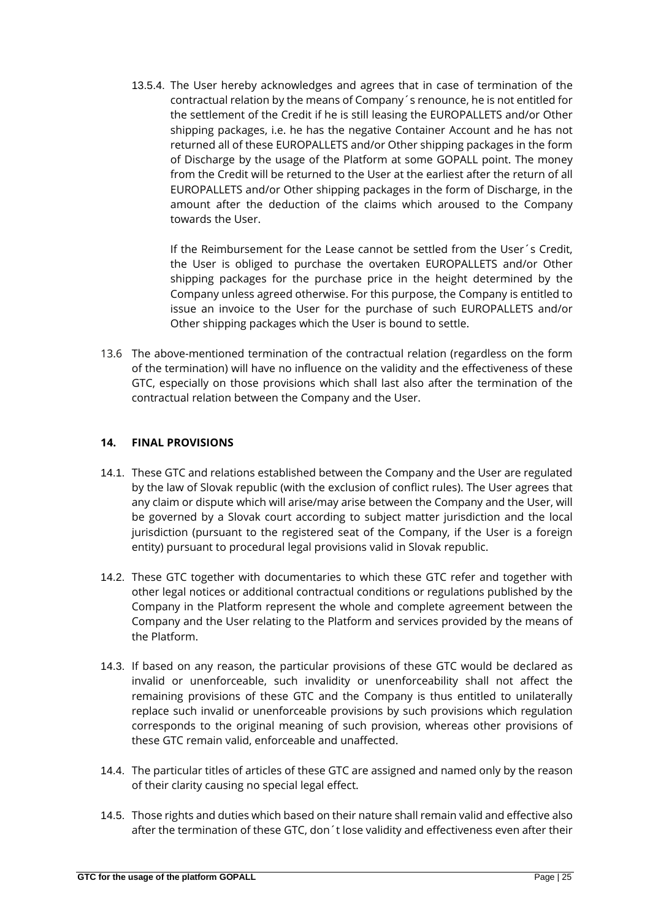13.5.4. The User hereby acknowledges and agrees that in case of termination of the contractual relation by the means of Company´s renounce, he is not entitled for the settlement of the Credit if he is still leasing the EUROPALLETS and/or Other shipping packages, i.e. he has the negative Container Account and he has not returned all of these EUROPALLETS and/or Other shipping packages in the form of Discharge by the usage of the Platform at some GOPALL point. The money from the Credit will be returned to the User at the earliest after the return of all EUROPALLETS and/or Other shipping packages in the form of Discharge, in the amount after the deduction of the claims which aroused to the Company towards the User.

If the Reimbursement for the Lease cannot be settled from the User´s Credit, the User is obliged to purchase the overtaken EUROPALLETS and/or Other shipping packages for the purchase price in the height determined by the Company unless agreed otherwise. For this purpose, the Company is entitled to issue an invoice to the User for the purchase of such EUROPALLETS and/or Other shipping packages which the User is bound to settle.

13.6 The above-mentioned termination of the contractual relation (regardless on the form of the termination) will have no influence on the validity and the effectiveness of these GTC, especially on those provisions which shall last also after the termination of the contractual relation between the Company and the User.

## 14. FINAL PROVISIONS

14.1. These GTC and relations established between the Company and the User are regulated by the law of Slovak republic (with the exclusion of conflict rules). The User agrees that any claim or dispute which will arise/may arise between the Company and the User, will be governed by a Slovak court according to subject matter jurisdiction and the local jurisdiction (pursuant to the registered seat of the Company, if the User is a foreign entity) pursuant to procedural legal provisions valid in Slovak republic.

14.2. These GTC together with documentaries to which these GTC refer and together with other legal notices or additional contractual conditions or regulations published by the Company in the Platform represent the whole and complete agreement between the Company and the User relating to the Platform and services provided by the means of the Platform.

14.3. If based on any reason, the particular provisions of these GTC would be declared as invalid or unenforceable, such invalidity or unenforceability shall not affect the remaining provisions of these GTC and the Company is thus entitled to unilaterally replace such invalid or unenforceable provisions by such provisions which regulation corresponds to the original meaning of such provision, whereas other provisions of these GTC remain valid, enforceable and unaffected.

14.4. The particular titles of articles of these GTC are assigned and named only by the reason of their clarity causing no special legal effect.

14.5. Those rights and duties which based on their nature shall remain valid and effective also after the termination of these GTC, don´t lose validity and effectiveness even after their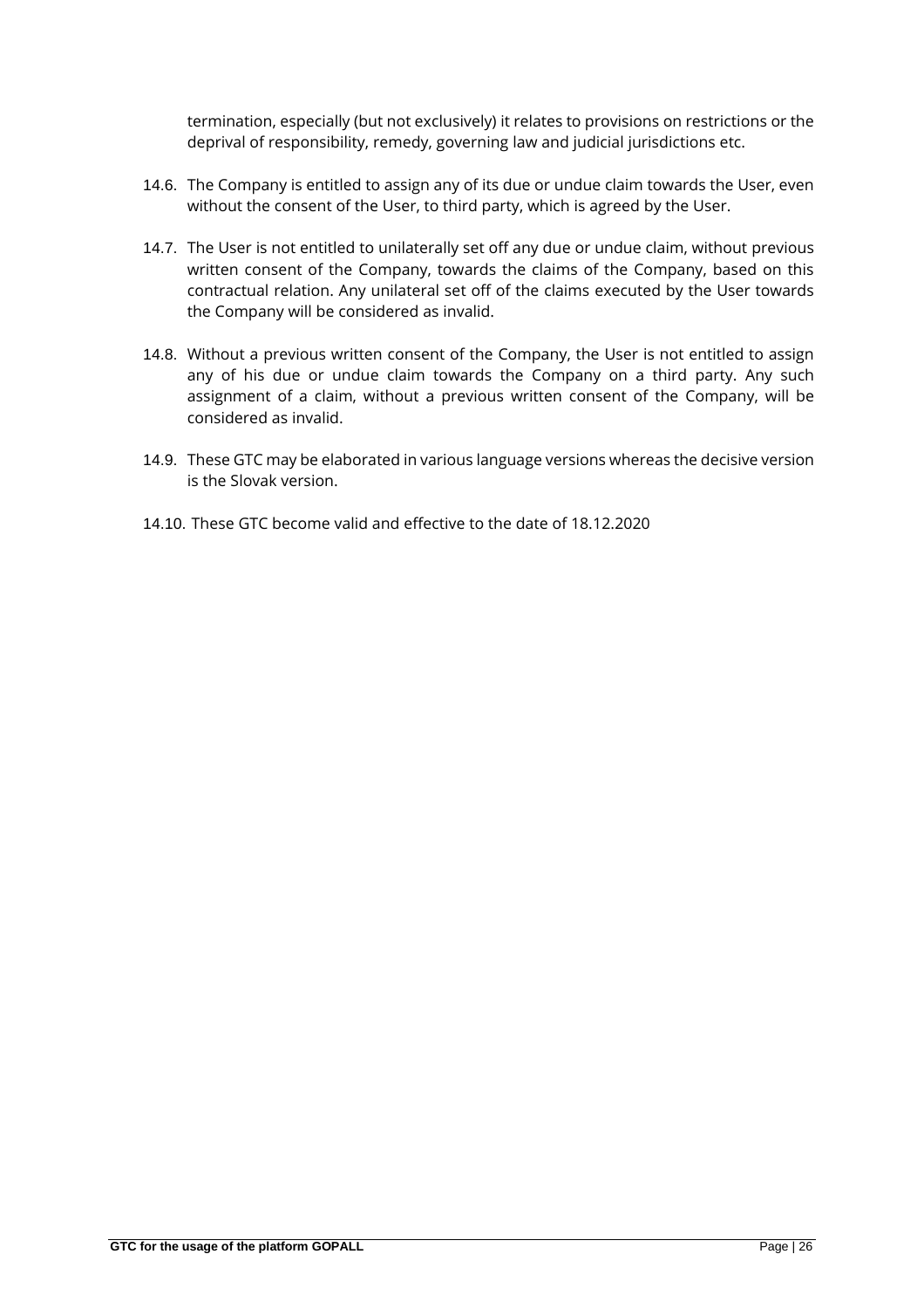termination, especially (but not exclusively) it relates to provisions on restrictions or the deprival of responsibility, remedy, governing law and judicial jurisdictions etc.

14.6. The Company is entitled to assign any of its due or undue claim towards the User, even without the consent of the User, to third party, which is agreed by the User.

14.7. The User is not entitled to unilaterally set off any due or undue claim, without previous written consent of the Company, towards the claims of the Company, based on this contractual relation. Any unilateral set off of the claims executed by the User towards the Company will be considered as invalid.

14.8. Without a previous written consent of the Company, the User is not entitled to assign any of his due or undue claim towards the Company on a third party. Any such assignment of a claim, without a previous written consent of the Company, will be considered as invalid.

14.9. These GTC may be elaborated in various language versions whereas the decisive version is the Slovak version.

14.10. These GTC become valid and effective to the date of 18.12.2020